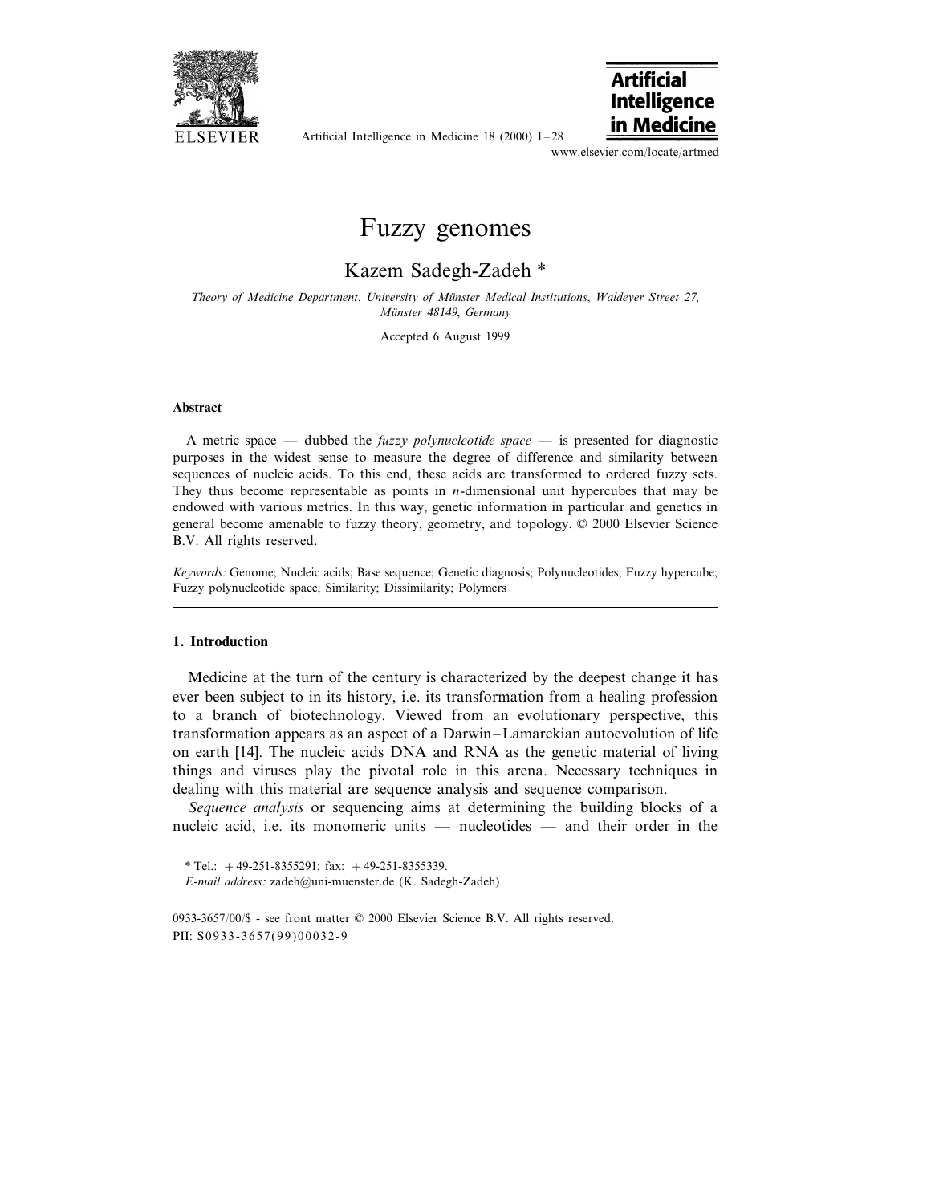# Fuzzy genomes

Kazem Sadegh-Zadeh *

*Theory of Medicine Department, University of Münster Medical Institutions, Waldeyer Street 27, Münster 48149, Germany*

Accepted 6 August 1999

## Abstract

A metric space — dubbed the *fuzzy polynucleotide space* — is presented for diagnostic purposes in the widest sense to measure the degree of difference and similarity between sequences of nucleic acids. To this end, these acids are transformed to ordered fuzzy sets. They thus become representable as points in *n*-dimensional unit hypercubes that may be endowed with various metrics. In this way, genetic information in particular and genetics in general become amenable to fuzzy theory, geometry, and topology. © 2000 Elsevier Science B.V. All rights reserved.

*Keywords:* Genome; Nucleic acids; Base sequence; Genetic diagnosis; Polynucleotides; Fuzzy hypercube; Fuzzy polynucleotide space; Similarity; Dissimilarity; Polymers

## 1. Introduction

Medicine at the turn of the century is characterized by the deepest change it has ever been subject to in its history, i.e. its transformation from a healing profession to a branch of biotechnology. Viewed from an evolutionary perspective, this transformation appears as an aspect of a Darwin–Lamarckian autoevolution of life on earth [14]. The nucleic acids DNA and RNA as the genetic material of living things and viruses play the pivotal role in this arena. Necessary techniques in dealing with this material are sequence analysis and sequence comparison.

*Sequence analysis* or sequencing aims at determining the building blocks of a nucleic acid, i.e. its monomeric units — nucleotides — and their order in the

---

* Tel.: +49-251-8355291; fax: +49-251-8355339.

*E-mail address:* zadeh@uni-muenster.de (K. Sadegh-Zadeh)

0933-3657/00/$ - see front matter © 2000 Elsevier Science B.V. All rights reserved.
PII: S0933-3657(99)00032-9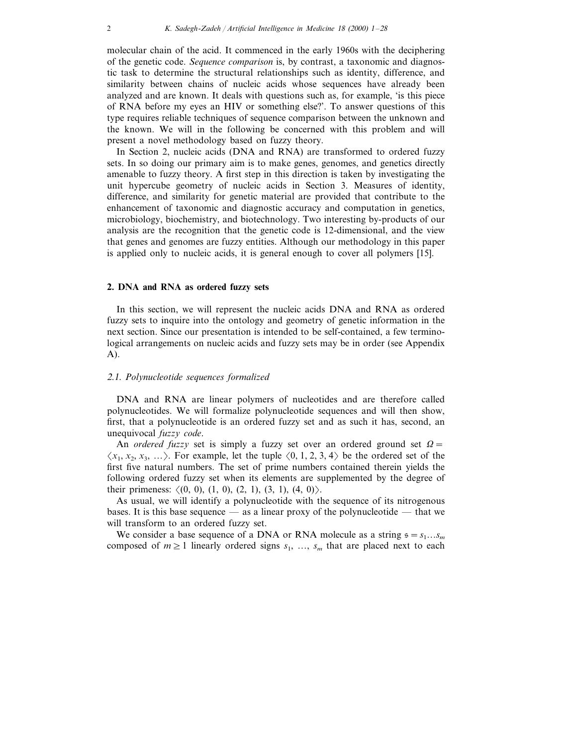molecular chain of the acid. It commenced in the early 1960s with the deciphering of the genetic code. *Sequence comparison* is, by contrast, a taxonomic and diagnostic task to determine the structural relationships such as identity, difference, and similarity between chains of nucleic acids whose sequences have already been analyzed and are known. It deals with questions such as, for example, 'is this piece of RNA before my eyes an HIV or something else?'. To answer questions of this type requires reliable techniques of sequence comparison between the unknown and the known. We will in the following be concerned with this problem and will present a novel methodology based on fuzzy theory.

In Section 2, nucleic acids (DNA and RNA) are transformed to ordered fuzzy sets. In so doing our primary aim is to make genes, genomes, and genetics directly amenable to fuzzy theory. A first step in this direction is taken by investigating the unit hypercube geometry of nucleic acids in Section 3. Measures of identity, difference, and similarity for genetic material are provided that contribute to the enhancement of taxonomic and diagnostic accuracy and computation in genetics, microbiology, biochemistry, and biotechnology. Two interesting by-products of our analysis are the recognition that the genetic code is 12-dimensional, and the view that genes and genomes are fuzzy entities. Although our methodology in this paper is applied only to nucleic acids, it is general enough to cover all polymers [15].

## 2. DNA and RNA as ordered fuzzy sets

In this section, we will represent the nucleic acids DNA and RNA as ordered fuzzy sets to inquire into the ontology and geometry of genetic information in the next section. Since our presentation is intended to be self-contained, a few terminological arrangements on nucleic acids and fuzzy sets may be in order (see Appendix A).

### 2.1. Polynucleotide sequences formalized

DNA and RNA are linear polymers of nucleotides and are therefore called polynucleotides. We will formalize polynucleotide sequences and will then show, first, that a polynucleotide is an ordered fuzzy set and as such it has, second, an unequivocal *fuzzy code*.

An *ordered fuzzy* set is simply a fuzzy set over an ordered ground set $\Omega = \langle x_1, x_2, x_3, \ldots \rangle$. For example, let the tuple $\langle 0, 1, 2, 3, 4 \rangle$ be the ordered set of the first five natural numbers. The set of prime numbers contained therein yields the following ordered fuzzy set when its elements are supplemented by the degree of their primeness: $\langle (0, 0), (1, 0), (2, 1), (3, 1), (4, 0) \rangle$.

As usual, we will identify a polynucleotide with the sequence of its nitrogenous bases. It is this base sequence — as a linear proxy of the polynucleotide — that we will transform to an ordered fuzzy set.

We consider a base sequence of a DNA or RNA molecule as a string $\mathfrak{s} = s_1 \ldots s_m$ composed of $m \geq 1$ linearly ordered signs $s_1, \ldots, s_m$ that are placed next to each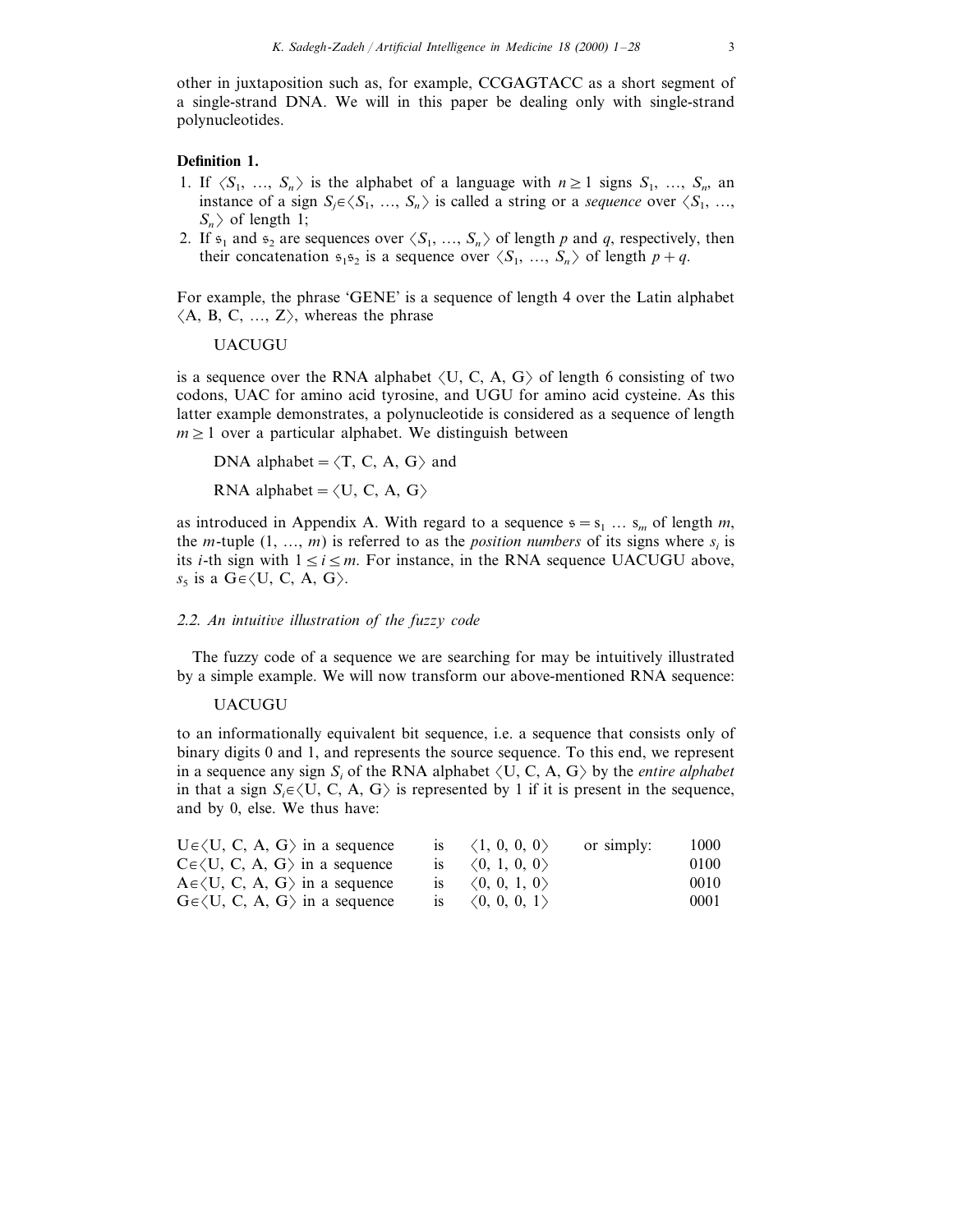other in juxtaposition such as, for example, CCGAGTACC as a short segment of a single-strand DNA. We will in this paper be dealing only with single-strand polynucleotides.

**Definition 1.**

1. If $\langle S_1, \ldots, S_n \rangle$ is the alphabet of a language with $n \geq 1$ signs $S_1, \ldots, S_n$, an instance of a sign $S_j \in \langle S_1, \ldots, S_n \rangle$ is called a string or a *sequence* over $\langle S_1, \ldots, S_n \rangle$ of length 1;
2. If $\mathfrak{s}_1$ and $\mathfrak{s}_2$ are sequences over $\langle S_1, \ldots, S_n \rangle$ of length $p$ and $q$, respectively, then their concatenation $\mathfrak{s}_1\mathfrak{s}_2$ is a sequence over $\langle S_1, \ldots, S_n \rangle$ of length $p + q$.

For example, the phrase 'GENE' is a sequence of length 4 over the Latin alphabet $\langle$A, B, C, …, Z$\rangle$, whereas the phrase

UACUGU

is a sequence over the RNA alphabet $\langle$U, C, A, G$\rangle$ of length 6 consisting of two codons, UAC for amino acid tyrosine, and UGU for amino acid cysteine. As this latter example demonstrates, a polynucleotide is considered as a sequence of length $m \geq 1$ over a particular alphabet. We distinguish between

DNA alphabet = $\langle$T, C, A, G$\rangle$ and

RNA alphabet = $\langle$U, C, A, G$\rangle$

as introduced in Appendix A. With regard to a sequence $\mathfrak{s} = s_1 \ldots s_m$ of length $m$, the $m$-tuple $(1, \ldots, m)$ is referred to as the *position numbers* of its signs where $s_i$ is its $i$-th sign with $1 \leq i \leq m$. For instance, in the RNA sequence UACUGU above, $s_5$ is a G$\in\langle$U, C, A, G$\rangle$.

### 2.2. An intuitive illustration of the fuzzy code

The fuzzy code of a sequence we are searching for may be intuitively illustrated by a simple example. We will now transform our above-mentioned RNA sequence:

UACUGU

to an informationally equivalent bit sequence, i.e. a sequence that consists only of binary digits 0 and 1, and represents the source sequence. To this end, we represent in a sequence any sign $S_i$ of the RNA alphabet $\langle$U, C, A, G$\rangle$ by the *entire alphabet* in that a sign $S_i \in \langle$U, C, A, G$\rangle$ is represented by 1 if it is present in the sequence, and by 0, else. We thus have:

| | | | | |
|---|---|---|---|---|
| U$\in\langle$U, C, A, G$\rangle$ in a sequence | is | $\langle 1, 0, 0, 0 \rangle$ | or simply: | 1000 |
| C$\in\langle$U, C, A, G$\rangle$ in a sequence | is | $\langle 0, 1, 0, 0 \rangle$ | | 0100 |
| A$\in\langle$U, C, A, G$\rangle$ in a sequence | is | $\langle 0, 0, 1, 0 \rangle$ | | 0010 |
| G$\in\langle$U, C, A, G$\rangle$ in a sequence | is | $\langle 0, 0, 0, 1 \rangle$ | | 0001 |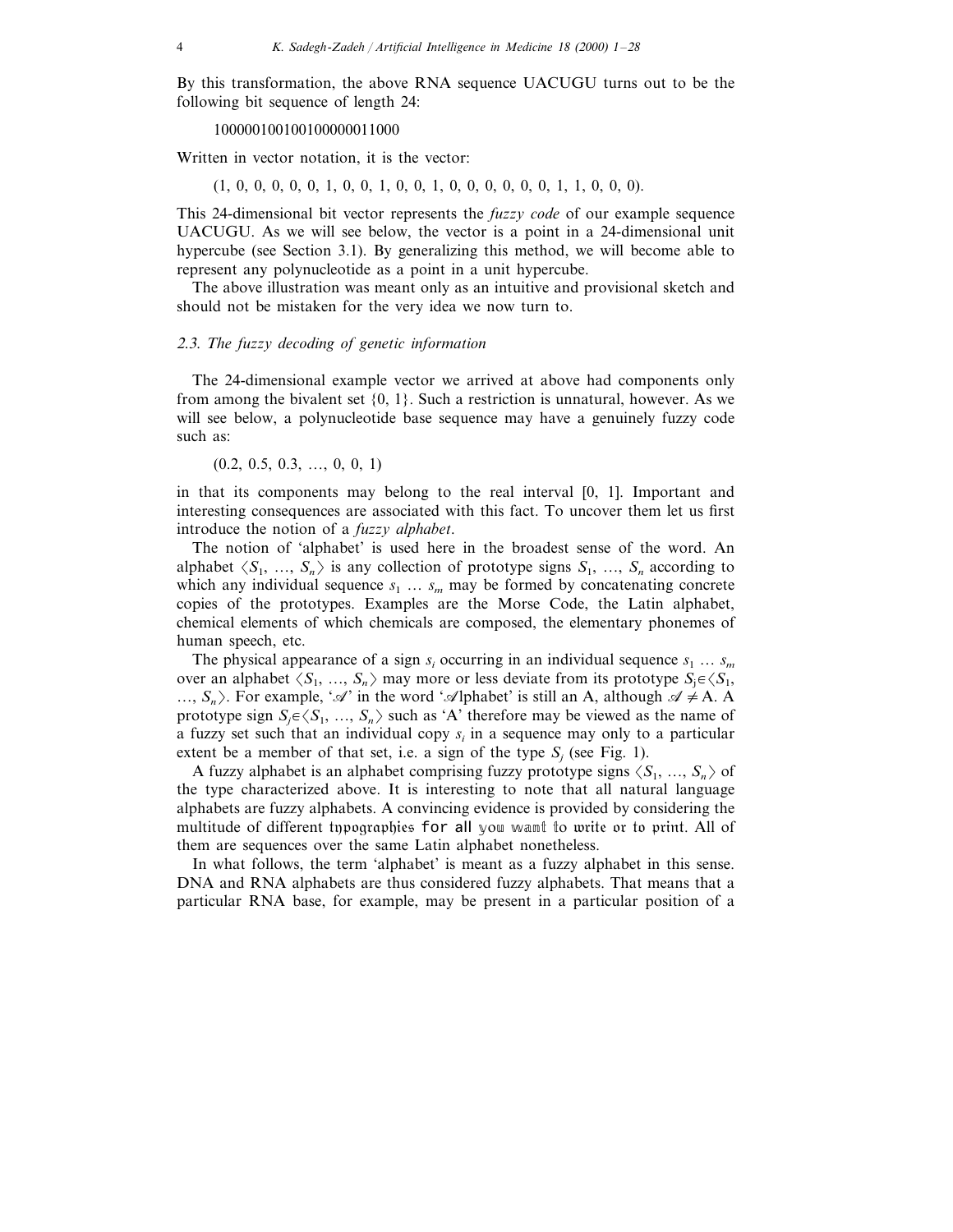By this transformation, the above RNA sequence UACUGU turns out to be the following bit sequence of length 24:

100000100100100000011000

Written in vector notation, it is the vector:

(1, 0, 0, 0, 0, 0, 1, 0, 0, 1, 0, 0, 1, 0, 0, 0, 0, 0, 0, 1, 1, 0, 0, 0).

This 24-dimensional bit vector represents the *fuzzy code* of our example sequence UACUGU. As we will see below, the vector is a point in a 24-dimensional unit hypercube (see Section 3.1). By generalizing this method, we will become able to represent any polynucleotide as a point in a unit hypercube.

The above illustration was meant only as an intuitive and provisional sketch and should not be mistaken for the very idea we now turn to.

### 2.3. The fuzzy decoding of genetic information

The 24-dimensional example vector we arrived at above had components only from among the bivalent set {0, 1}. Such a restriction is unnatural, however. As we will see below, a polynucleotide base sequence may have a genuinely fuzzy code such as:

(0.2, 0.5, 0.3, …, 0, 0, 1)

in that its components may belong to the real interval [0, 1]. Important and interesting consequences are associated with this fact. To uncover them let us first introduce the notion of a *fuzzy alphabet*.

The notion of 'alphabet' is used here in the broadest sense of the word. An alphabet $\langle S_1, \ldots, S_n \rangle$ is any collection of prototype signs $S_1, \ldots, S_n$ according to which any individual sequence $s_1 \ldots s_m$ may be formed by concatenating concrete copies of the prototypes. Examples are the Morse Code, the Latin alphabet, chemical elements of which chemicals are composed, the elementary phonemes of human speech, etc.

The physical appearance of a sign $s_i$ occurring in an individual sequence $s_1 \ldots s_m$ over an alphabet $\langle S_1, \ldots, S_n \rangle$ may more or less deviate from its prototype $S_j \in \langle S_1, \ldots, S_n \rangle$. For example, '$\mathscr{A}$' in the word '$\mathscr{A}$lphabet' is still an A, although $\mathscr{A} \neq$ A. A prototype sign $S_j \in \langle S_1, \ldots, S_n \rangle$ such as 'A' therefore may be viewed as the name of a fuzzy set such that an individual copy $s_i$ in a sequence may only to a particular extent be a member of that set, i.e. a sign of the type $S_j$ (see Fig. 1).

A fuzzy alphabet is an alphabet comprising fuzzy prototype signs $\langle S_1, \ldots, S_n \rangle$ of the type characterized above. It is interesting to note that all natural language alphabets are fuzzy alphabets. A convincing evidence is provided by considering the multitude of different typographies for all you want to write or to print. All of them are sequences over the same Latin alphabet nonetheless.

In what follows, the term 'alphabet' is meant as a fuzzy alphabet in this sense. DNA and RNA alphabets are thus considered fuzzy alphabets. That means that a particular RNA base, for example, may be present in a particular position of a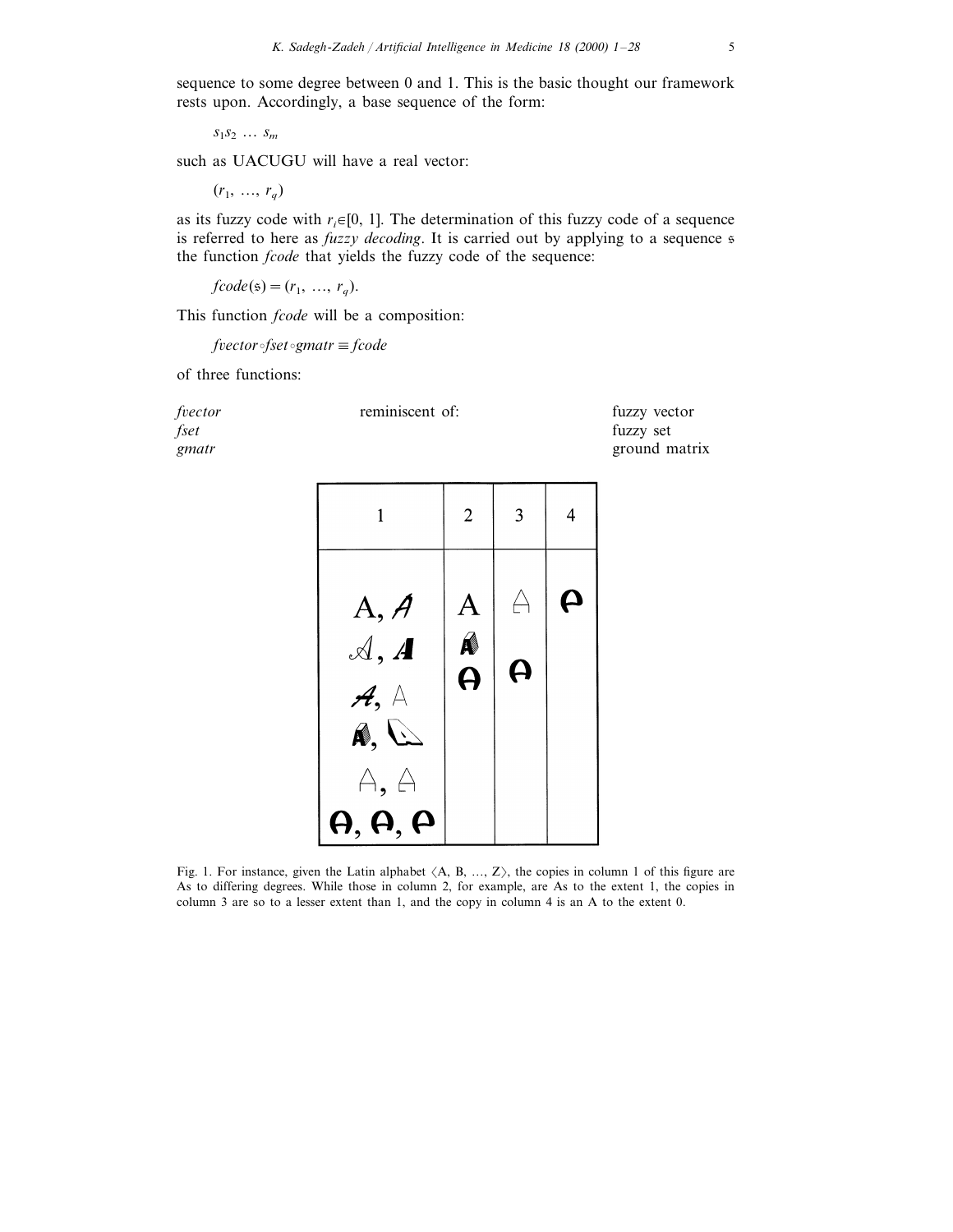sequence to some degree between 0 and 1. This is the basic thought our framework rests upon. Accordingly, a base sequence of the form:

$$s_1 s_2 \ldots s_m$$

such as UACUGU will have a real vector:

$$(r_1, \ldots, r_q)$$

as its fuzzy code with $r_i \in [0, 1]$. The determination of this fuzzy code of a sequence is referred to here as *fuzzy decoding*. It is carried out by applying to a sequence $\mathfrak{s}$ the function *fcode* that yields the fuzzy code of the sequence:

$$fcode(\mathfrak{s}) = (r_1, \ldots, r_q).$$

This function *fcode* will be a composition:

$$fvector \circ fset \circ gmatr \equiv fcode$$

of three functions:

| | | |
|---|---|---|
| *fvector* | reminiscent of: | fuzzy vector |
| *fset* | | fuzzy set |
| *gmatr* | | ground matrix |

Fig. 1. For instance, given the Latin alphabet ⟨A, B, ..., Z⟩, the copies in column 1 of this figure are As to differing degrees. While those in column 2, for example, are As to the extent 1, the copies in column 3 are so to a lesser extent than 1, and the copy in column 4 is an A to the extent 0.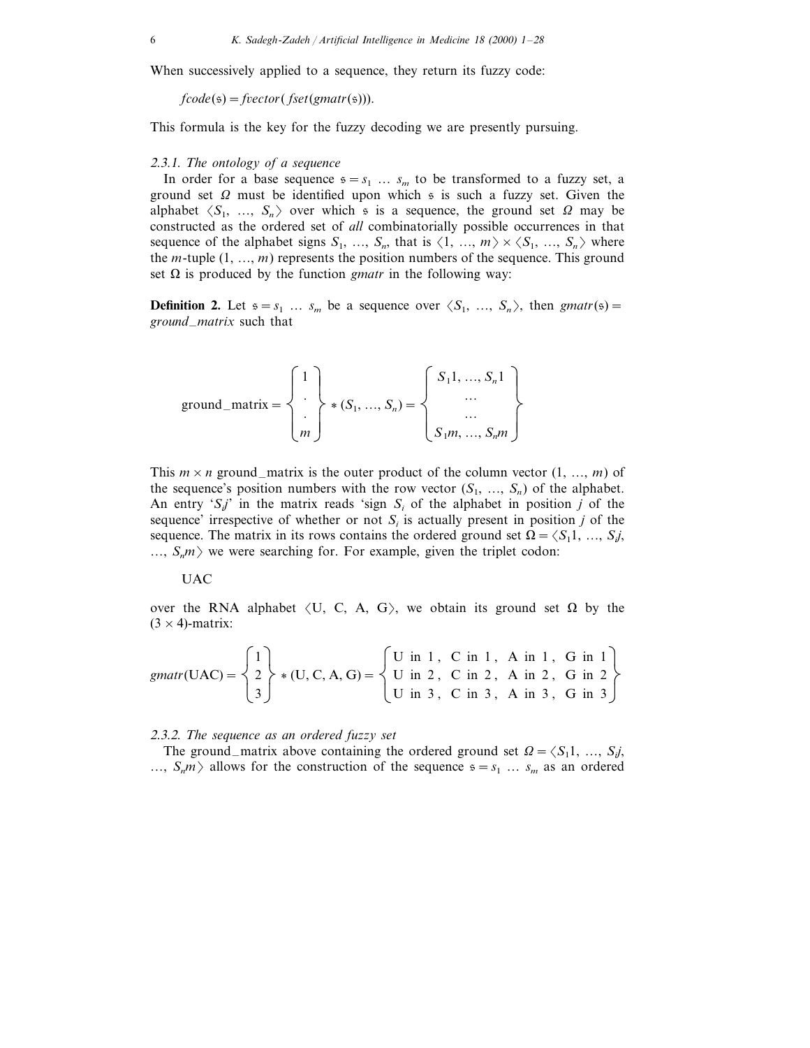When successively applied to a sequence, they return its fuzzy code:

$$fcode(\mathfrak{s}) = fvector(fset(gmatr(\mathfrak{s}))).$$

This formula is the key for the fuzzy decoding we are presently pursuing.

#### 2.3.1. The ontology of a sequence

In order for a base sequence $\mathfrak{s} = s_1 \ldots s_m$ to be transformed to a fuzzy set, a ground set $\Omega$ must be identified upon which $\mathfrak{s}$ is such a fuzzy set. Given the alphabet $\langle S_1, \ldots, S_n \rangle$ over which $\mathfrak{s}$ is a sequence, the ground set $\Omega$ may be constructed as the ordered set of *all* combinatorially possible occurrences in that sequence of the alphabet signs $S_1, \ldots, S_n$, that is $\langle 1, \ldots, m \rangle \times \langle S_1, \ldots, S_n \rangle$ where the $m$-tuple $(1, \ldots, m)$ represents the position numbers of the sequence. This ground set $\Omega$ is produced by the function *gmatr* in the following way:

**Definition 2.** Let $\mathfrak{s} = s_1 \ldots s_m$ be a sequence over $\langle S_1, \ldots, S_n \rangle$, then $gmatr(\mathfrak{s}) =$ *ground_matrix* such that

$$\text{ground\_matrix} = \begin{Bmatrix} 1 \\ . \\ . \\ m \end{Bmatrix} * (S_1, \ldots, S_n) = \begin{Bmatrix} S_1 1, \ldots, S_n 1 \\ \ldots \\ \ldots \\ S_1 m, \ldots, S_n m \end{Bmatrix}$$

This $m \times n$ ground_matrix is the outer product of the column vector $(1, \ldots, m)$ of the sequence's position numbers with the row vector $(S_1, \ldots, S_n)$ of the alphabet. An entry '$S_i j$' in the matrix reads 'sign $S_i$ of the alphabet in position $j$ of the sequence' irrespective of whether or not $S_i$ is actually present in position $j$ of the sequence. The matrix in its rows contains the ordered ground set $\Omega = \langle S_1 1, \ldots, S_i j, \ldots, S_n m \rangle$ we were searching for. For example, given the triplet codon:

UAC

over the RNA alphabet $\langle$U, C, A, G$\rangle$, we obtain its ground set $\Omega$ by the $(3 \times 4)$-matrix:

$$gmatr(\text{UAC}) = \begin{Bmatrix} 1 \\ 2 \\ 3 \end{Bmatrix} * (\text{U, C, A, G}) = \begin{Bmatrix} \text{U in 1}, & \text{C in 1}, & \text{A in 1}, & \text{G in 1} \\ \text{U in 2}, & \text{C in 2}, & \text{A in 2}, & \text{G in 2} \\ \text{U in 3}, & \text{C in 3}, & \text{A in 3}, & \text{G in 3} \end{Bmatrix}$$

#### 2.3.2. The sequence as an ordered fuzzy set

The ground_matrix above containing the ordered ground set $\Omega = \langle S_1 1, \ldots, S_i j, \ldots, S_n m \rangle$ allows for the construction of the sequence $\mathfrak{s} = s_1 \ldots s_m$ as an ordered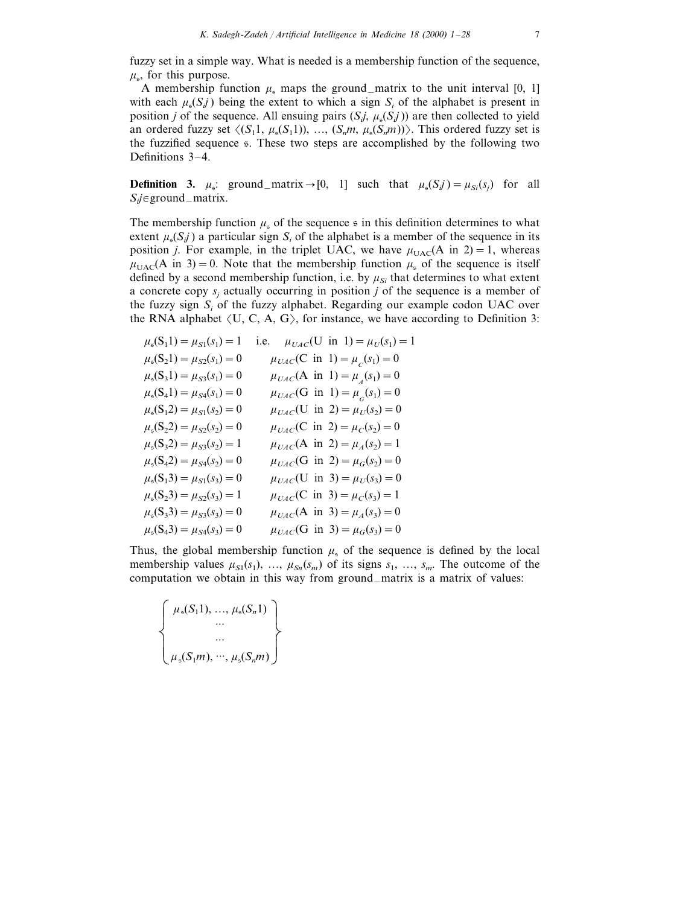fuzzy set in a simple way. What is needed is a membership function of the sequence, $\mu_{\mathfrak{s}}$, for this purpose.

A membership function $\mu_{\mathfrak{s}}$ maps the ground_matrix to the unit interval [0, 1] with each $\mu_{\mathfrak{s}}(S_i j)$ being the extent to which a sign $S_i$ of the alphabet is present in position $j$ of the sequence. All ensuing pairs $(S_i j, \mu_{\mathfrak{s}}(S_i j))$ are then collected to yield an ordered fuzzy set $\langle (S_1 1, \mu_{\mathfrak{s}}(S_1 1)), \ldots, (S_n m, \mu_{\mathfrak{s}}(S_n m)) \rangle$. This ordered fuzzy set is the fuzzified sequence $\mathfrak{s}$. These two steps are accomplished by the following two Definitions 3–4.

**Definition 3.** $\mu_{\mathfrak{s}}$: ground_matrix $\to [0, 1]$ such that $\mu_{\mathfrak{s}}(S_i j) = \mu_{S_i}(s_j)$ for all $S_i j \in$ ground_matrix.

The membership function $\mu_{\mathfrak{s}}$ of the sequence $\mathfrak{s}$ in this definition determines to what extent $\mu_{\mathfrak{s}}(S_i j)$ a particular sign $S_i$ of the alphabet is a member of the sequence in its position $j$. For example, in the triplet UAC, we have $\mu_{\text{UAC}}(\text{A in } 2) = 1$, whereas $\mu_{\text{UAC}}(\text{A in } 3) = 0$. Note that the membership function $\mu_{\mathfrak{s}}$ of the sequence is itself defined by a second membership function, i.e. by $\mu_{S_i}$ that determines to what extent a concrete copy $s_j$ actually occurring in position $j$ of the sequence is a member of the fuzzy sign $S_i$ of the fuzzy alphabet. Regarding our example codon UAC over the RNA alphabet $\langle$U, C, A, G$\rangle$, for instance, we have according to Definition 3:

$$
\begin{array}{lll}
\mu_{\mathfrak{s}}(S_1 1) = \mu_{S1}(s_1) = 1 & \text{i.e.} & \mu_{UAC}(\text{U in } 1) = \mu_U(s_1) = 1 \\
\mu_{\mathfrak{s}}(S_2 1) = \mu_{S2}(s_1) = 0 & & \mu_{UAC}(\text{C in } 1) = \mu_C(s_1) = 0 \\
\mu_{\mathfrak{s}}(S_3 1) = \mu_{S3}(s_1) = 0 & & \mu_{UAC}(\text{A in } 1) = \mu_A(s_1) = 0 \\
\mu_{\mathfrak{s}}(S_4 1) = \mu_{S4}(s_1) = 0 & & \mu_{UAC}(\text{G in } 1) = \mu_G(s_1) = 0 \\
\mu_{\mathfrak{s}}(S_1 2) = \mu_{S1}(s_2) = 0 & & \mu_{UAC}(\text{U in } 2) = \mu_U(s_2) = 0 \\
\mu_{\mathfrak{s}}(S_2 2) = \mu_{S2}(s_2) = 0 & & \mu_{UAC}(\text{C in } 2) = \mu_C(s_2) = 0 \\
\mu_{\mathfrak{s}}(S_3 2) = \mu_{S3}(s_2) = 1 & & \mu_{UAC}(\text{A in } 2) = \mu_A(s_2) = 1 \\
\mu_{\mathfrak{s}}(S_4 2) = \mu_{S4}(s_2) = 0 & & \mu_{UAC}(\text{G in } 2) = \mu_G(s_2) = 0 \\
\mu_{\mathfrak{s}}(S_1 3) = \mu_{S1}(s_3) = 0 & & \mu_{UAC}(\text{U in } 3) = \mu_U(s_3) = 0 \\
\mu_{\mathfrak{s}}(S_2 3) = \mu_{S2}(s_3) = 1 & & \mu_{UAC}(\text{C in } 3) = \mu_C(s_3) = 1 \\
\mu_{\mathfrak{s}}(S_3 3) = \mu_{S3}(s_3) = 0 & & \mu_{UAC}(\text{A in } 3) = \mu_A(s_3) = 0 \\
\mu_{\mathfrak{s}}(S_4 3) = \mu_{S4}(s_3) = 0 & & \mu_{UAC}(\text{G in } 3) = \mu_G(s_3) = 0
\end{array}
$$

Thus, the global membership function $\mu_{\mathfrak{s}}$ of the sequence is defined by the local membership values $\mu_{S1}(s_1), \ldots, \mu_{Sn}(s_m)$ of its signs $s_1, \ldots, s_m$. The outcome of the computation we obtain in this way from ground_matrix is a matrix of values:

$$
\left\{
\begin{array}{c}
\mu_{\mathfrak{s}}(S_1 1), \ldots, \mu_{\mathfrak{s}}(S_n 1) \\
\cdots \\
\cdots \\
\mu_{\mathfrak{s}}(S_1 m), \cdots, \mu_{\mathfrak{s}}(S_n m)
\end{array}
\right\}
$$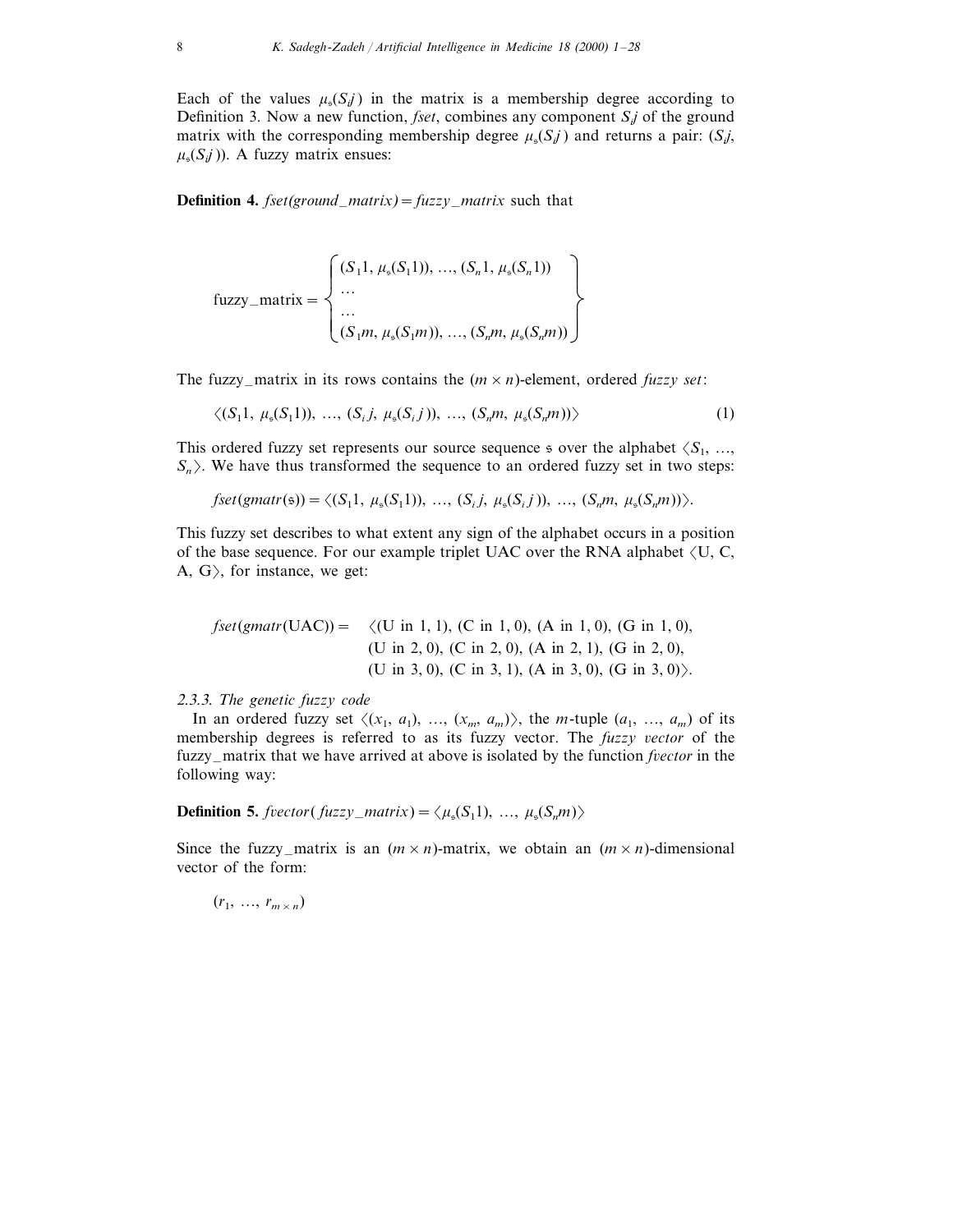Each of the values $\mu_{\mathfrak{s}}(S_i j)$ in the matrix is a membership degree according to Definition 3. Now a new function, *fset*, combines any component $S_i j$ of the ground matrix with the corresponding membership degree $\mu_{\mathfrak{s}}(S_i j)$ and returns a pair: $(S_i j, \mu_{\mathfrak{s}}(S_i j))$. A fuzzy matrix ensues:

**Definition 4.** *fset(ground_matrix) = fuzzy_matrix* such that

$$\text{fuzzy\_matrix} = \left\{ \begin{array}{l} (S_1 1, \mu_{\mathfrak{s}}(S_1 1)), \ldots, (S_n 1, \mu_{\mathfrak{s}}(S_n 1)) \\ \ldots \\ \ldots \\ (S_1 m, \mu_{\mathfrak{s}}(S_1 m)), \ldots, (S_n m, \mu_{\mathfrak{s}}(S_n m)) \end{array} \right\}$$

The fuzzy_matrix in its rows contains the $(m \times n)$-element, ordered *fuzzy set*:

$$\langle (S_1 1,\ \mu_{\mathfrak{s}}(S_1 1)),\ \ldots,\ (S_i j,\ \mu_{\mathfrak{s}}(S_i j)),\ \ldots,\ (S_n m,\ \mu_{\mathfrak{s}}(S_n m)) \rangle \tag{1}$$

This ordered fuzzy set represents our source sequence $\mathfrak{s}$ over the alphabet $\langle S_1, \ldots, S_n \rangle$. We have thus transformed the sequence to an ordered fuzzy set in two steps:

$$fset(gmatr(\mathfrak{s})) = \langle (S_1 1,\ \mu_{\mathfrak{s}}(S_1 1)),\ \ldots,\ (S_i j,\ \mu_{\mathfrak{s}}(S_i j)),\ \ldots,\ (S_n m,\ \mu_{\mathfrak{s}}(S_n m)) \rangle.$$

This fuzzy set describes to what extent any sign of the alphabet occurs in a position of the base sequence. For our example triplet UAC over the RNA alphabet $\langle$U, C, A, G$\rangle$, for instance, we get:

$$\begin{aligned} fset(gmatr(\text{UAC})) = \quad & \langle (\text{U in 1, 1}), (\text{C in 1, 0}), (\text{A in 1, 0}), (\text{G in 1, 0}), \\ & (\text{U in 2, 0}), (\text{C in 2, 0}), (\text{A in 2, 1}), (\text{G in 2, 0}), \\ & (\text{U in 3, 0}), (\text{C in 3, 1}), (\text{A in 3, 0}), (\text{G in 3, 0}) \rangle. \end{aligned}$$

#### 2.3.3. The genetic fuzzy code

In an ordered fuzzy set $\langle (x_1, a_1), \ldots, (x_m, a_m) \rangle$, the $m$-tuple $(a_1, \ldots, a_m)$ of its membership degrees is referred to as its fuzzy vector. The *fuzzy vector* of the fuzzy_matrix that we have arrived at above is isolated by the function *fvector* in the following way:

**Definition 5.** $fvector(fuzzy\_matrix) = \langle \mu_{\mathfrak{s}}(S_1 1),\ \ldots,\ \mu_{\mathfrak{s}}(S_n m) \rangle$

Since the fuzzy_matrix is an $(m \times n)$-matrix, we obtain an $(m \times n)$-dimensional vector of the form:

$$(r_1,\ \ldots,\ r_{m \times n})$$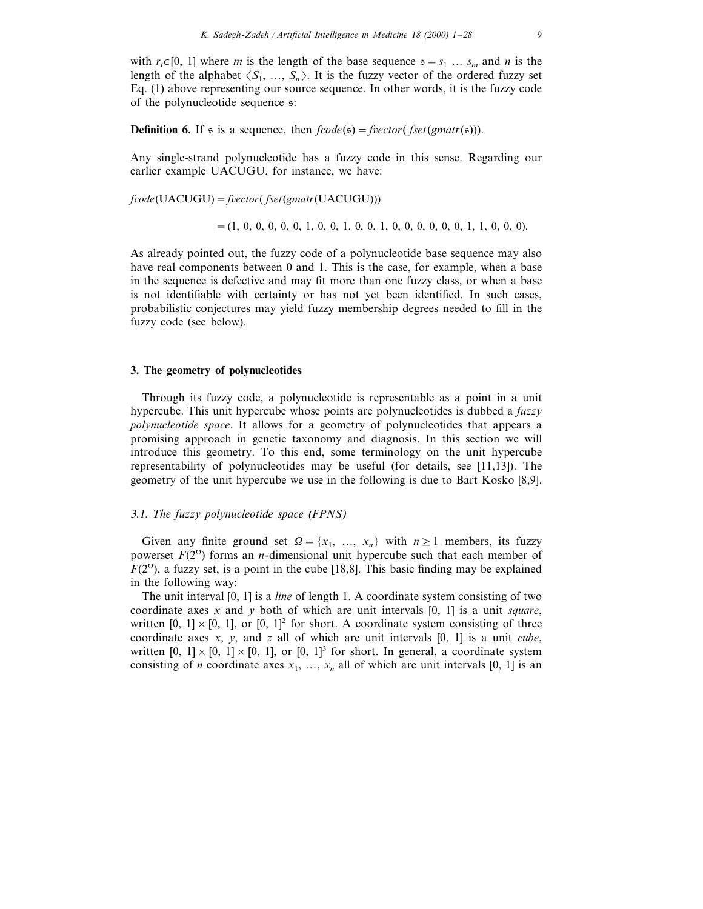with $r_i \in [0, 1]$ where $m$ is the length of the base sequence $\mathfrak{s} = s_1 \ldots s_m$ and $n$ is the length of the alphabet $\langle S_1, \ldots, S_n \rangle$. It is the fuzzy vector of the ordered fuzzy set Eq. (1) above representing our source sequence. In other words, it is the fuzzy code of the polynucleotide sequence $\mathfrak{s}$:

**Definition 6.** If $\mathfrak{s}$ is a sequence, then $fcode(\mathfrak{s}) = fvector(fset(gmatr(\mathfrak{s})))$.

Any single-strand polynucleotide has a fuzzy code in this sense. Regarding our earlier example UACUGU, for instance, we have:

$$fcode(\text{UACUGU}) = fvector(fset(gmatr(\text{UACUGU})))$$

$$= (1, 0, 0, 0, 0, 0, 1, 0, 0, 1, 0, 0, 1, 0, 0, 0, 0, 0, 0, 1, 1, 0, 0, 0).$$

As already pointed out, the fuzzy code of a polynucleotide base sequence may also have real components between 0 and 1. This is the case, for example, when a base in the sequence is defective and may fit more than one fuzzy class, or when a base is not identifiable with certainty or has not yet been identified. In such cases, probabilistic conjectures may yield fuzzy membership degrees needed to fill in the fuzzy code (see below).

## 3. The geometry of polynucleotides

Through its fuzzy code, a polynucleotide is representable as a point in a unit hypercube. This unit hypercube whose points are polynucleotides is dubbed a *fuzzy polynucleotide space*. It allows for a geometry of polynucleotides that appears a promising approach in genetic taxonomy and diagnosis. In this section we will introduce this geometry. To this end, some terminology on the unit hypercube representability of polynucleotides may be useful (for details, see [11,13]). The geometry of the unit hypercube we use in the following is due to Bart Kosko [8,9].

### 3.1. The fuzzy polynucleotide space (FPNS)

Given any finite ground set $\Omega = \{x_1, \ldots, x_n\}$ with $n \geq 1$ members, its fuzzy powerset $F(2^{\Omega})$ forms an $n$-dimensional unit hypercube such that each member of $F(2^{\Omega})$, a fuzzy set, is a point in the cube [18,8]. This basic finding may be explained in the following way:

The unit interval [0, 1] is a *line* of length 1. A coordinate system consisting of two coordinate axes $x$ and $y$ both of which are unit intervals [0, 1] is a unit *square*, written $[0, 1] \times [0, 1]$, or $[0, 1]^2$ for short. A coordinate system consisting of three coordinate axes $x$, $y$, and $z$ all of which are unit intervals [0, 1] is a unit *cube*, written $[0, 1] \times [0, 1] \times [0, 1]$, or $[0, 1]^3$ for short. In general, a coordinate system consisting of $n$ coordinate axes $x_1, \ldots, x_n$ all of which are unit intervals [0, 1] is an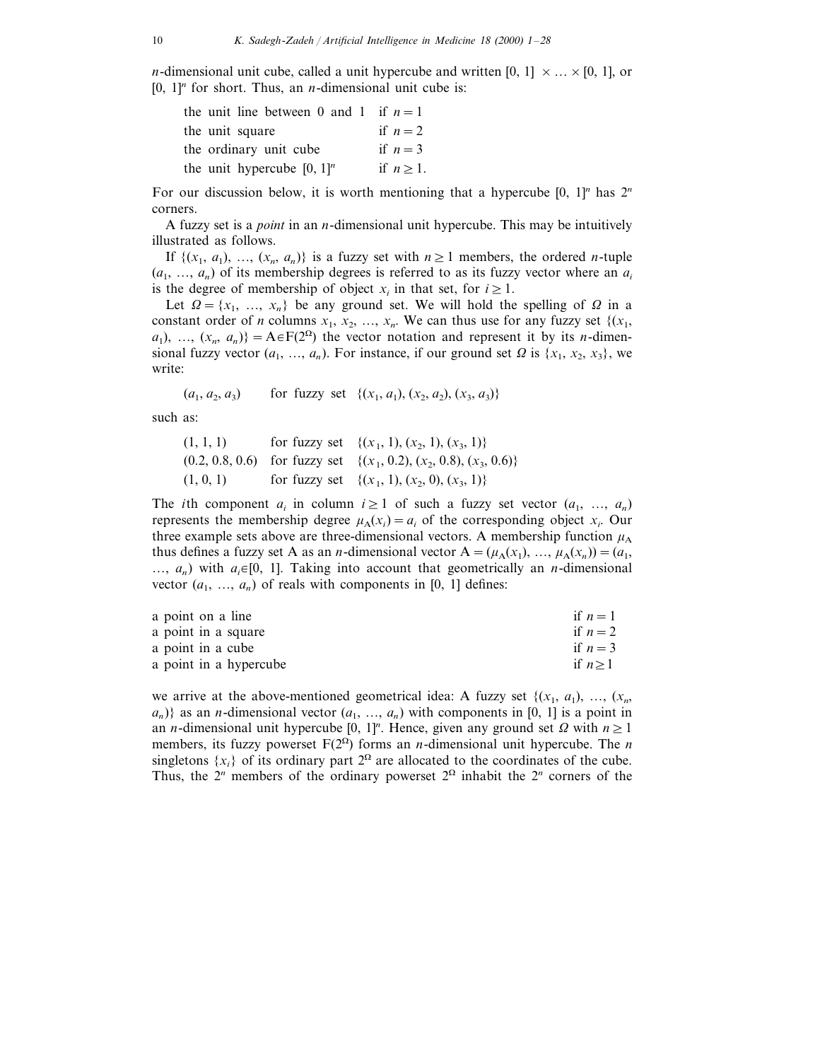$n$-dimensional unit cube, called a unit hypercube and written $[0, 1] \times \ldots \times [0, 1]$, or $[0, 1]^n$ for short. Thus, an $n$-dimensional unit cube is:

| | |
|---|---|
| the unit line between 0 and 1 | if $n = 1$ |
| the unit square | if $n = 2$ |
| the ordinary unit cube | if $n = 3$ |
| the unit hypercube $[0, 1]^n$ | if $n \geq 1$. |

For our discussion below, it is worth mentioning that a hypercube $[0, 1]^n$ has $2^n$ corners.

A fuzzy set is a *point* in an $n$-dimensional unit hypercube. This may be intuitively illustrated as follows.

If $\{(x_1, a_1), \ldots, (x_n, a_n)\}$ is a fuzzy set with $n \geq 1$ members, the ordered $n$-tuple $(a_1, \ldots, a_n)$ of its membership degrees is referred to as its fuzzy vector where an $a_i$ is the degree of membership of object $x_i$ in that set, for $i \geq 1$.

Let $\Omega = \{x_1, \ldots, x_n\}$ be any ground set. We will hold the spelling of $\Omega$ in a constant order of $n$ columns $x_1, x_2, \ldots, x_n$. We can thus use for any fuzzy set $\{(x_1, a_1), \ldots, (x_n, a_n)\} = \mathrm{A} \in \mathrm{F}(2^\Omega)$ the vector notation and represent it by its $n$-dimensional fuzzy vector $(a_1, \ldots, a_n)$. For instance, if our ground set $\Omega$ is $\{x_1, x_2, x_3\}$, we write:

$(a_1, a_2, a_3)$ for fuzzy set $\{(x_1, a_1), (x_2, a_2), (x_3, a_3)\}$

such as:

| | |
|---|---|
| $(1, 1, 1)$ | for fuzzy set $\{(x_1, 1), (x_2, 1), (x_3, 1)\}$ |
| $(0.2, 0.8, 0.6)$ | for fuzzy set $\{(x_1, 0.2), (x_2, 0.8), (x_3, 0.6)\}$ |
| $(1, 0, 1)$ | for fuzzy set $\{(x_1, 1), (x_2, 0), (x_3, 1)\}$ |

The $i$th component $a_i$ in column $i \geq 1$ of such a fuzzy set vector $(a_1, \ldots, a_n)$ represents the membership degree $\mu_\mathrm{A}(x_i) = a_i$ of the corresponding object $x_i$. Our three example sets above are three-dimensional vectors. A membership function $\mu_\mathrm{A}$ thus defines a fuzzy set A as an $n$-dimensional vector $\mathrm{A} = (\mu_\mathrm{A}(x_1), \ldots, \mu_\mathrm{A}(x_n)) = (a_1, \ldots, a_n)$ with $a_i \in [0, 1]$. Taking into account that geometrically an $n$-dimensional vector $(a_1, \ldots, a_n)$ of reals with components in $[0, 1]$ defines:

| | |
|---|---|
| a point on a line | if $n = 1$ |
| a point in a square | if $n = 2$ |
| a point in a cube | if $n = 3$ |
| a point in a hypercube | if $n \geq 1$ |

we arrive at the above-mentioned geometrical idea: A fuzzy set $\{(x_1, a_1), \ldots, (x_n, a_n)\}$ as an $n$-dimensional vector $(a_1, \ldots, a_n)$ with components in $[0, 1]$ is a point in an $n$-dimensional unit hypercube $[0, 1]^n$. Hence, given any ground set $\Omega$ with $n \geq 1$ members, its fuzzy powerset $\mathrm{F}(2^\Omega)$ forms an $n$-dimensional unit hypercube. The $n$ singletons $\{x_i\}$ of its ordinary part $2^\Omega$ are allocated to the coordinates of the cube. Thus, the $2^n$ members of the ordinary powerset $2^\Omega$ inhabit the $2^n$ corners of the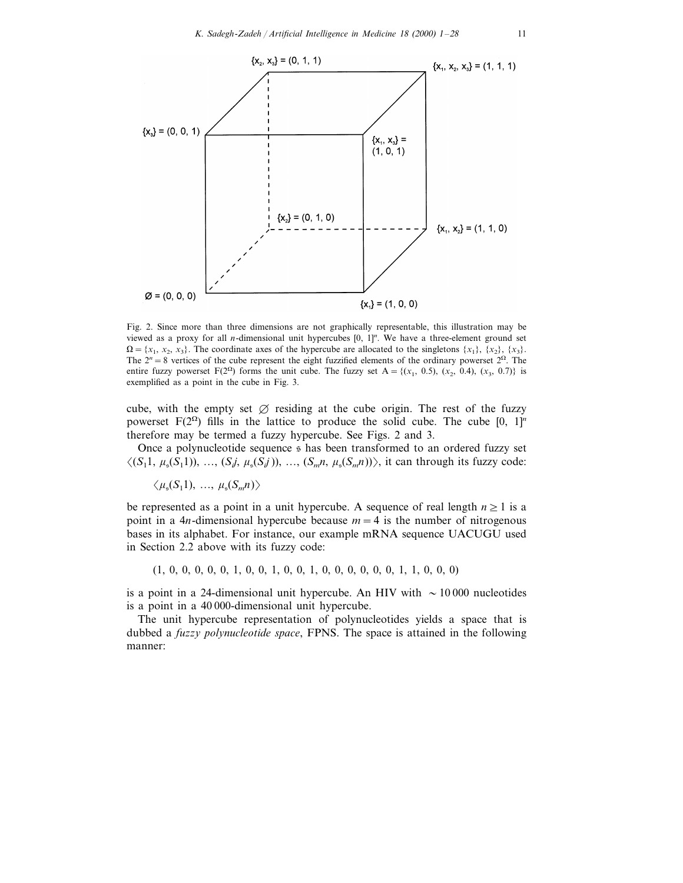Fig. 2. Since more than three dimensions are not graphically representable, this illustration may be viewed as a proxy for all $n$-dimensional unit hypercubes $[0, 1]^n$. We have a three-element ground set $\Omega = \{x_1, x_2, x_3\}$. The coordinate axes of the hypercube are allocated to the singletons $\{x_1\}$, $\{x_2\}$, $\{x_3\}$. The $2^n = 8$ vertices of the cube represent the eight fuzzified elements of the ordinary powerset $2^\Omega$. The entire fuzzy powerset $F(2^\Omega)$ forms the unit cube. The fuzzy set $A = \{(x_1, 0.5), (x_2, 0.4), (x_3, 0.7)\}$ is exemplified as a point in the cube in Fig. 3.

cube, with the empty set $\emptyset$ residing at the cube origin. The rest of the fuzzy powerset $F(2^\Omega)$ fills in the lattice to produce the solid cube. The cube $[0, 1]^n$ therefore may be termed a fuzzy hypercube. See Figs. 2 and 3.

Once a polynucleotide sequence $\mathfrak{s}$ has been transformed to an ordered fuzzy set $\langle(S_1 1, \mu_s(S_1 1)), \ldots, (S_j j, \mu_s(S_j j)), \ldots, (S_m n, \mu_s(S_m n))\rangle$, it can through its fuzzy code:

$$\langle \mu_s(S_1 1), \ldots, \mu_s(S_m n)\rangle$$

be represented as a point in a unit hypercube. A sequence of real length $n \geq 1$ is a point in a $4n$-dimensional hypercube because $m = 4$ is the number of nitrogenous bases in its alphabet. For instance, our example mRNA sequence UACUGU used in Section 2.2 above with its fuzzy code:

$$(1, 0, 0, 0, 0, 0, 1, 0, 0, 1, 0, 0, 1, 0, 0, 0, 0, 0, 0, 1, 1, 0, 0, 0)$$

is a point in a 24-dimensional unit hypercube. An HIV with $\sim 10\,000$ nucleotides is a point in a 40 000-dimensional unit hypercube.

The unit hypercube representation of polynucleotides yields a space that is dubbed a *fuzzy polynucleotide space*, FPNS. The space is attained in the following manner: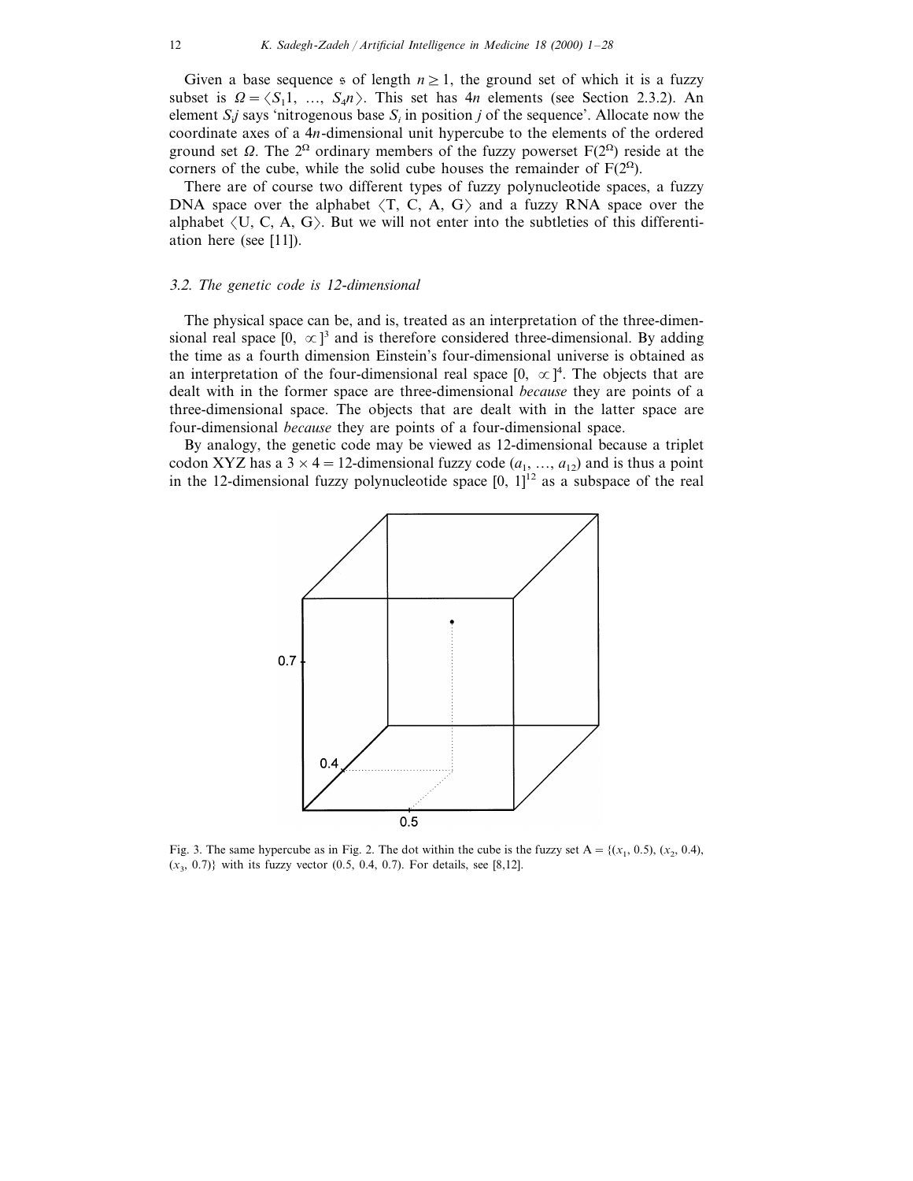Given a base sequence $\mathfrak{s}$ of length $n \geq 1$, the ground set of which it is a fuzzy subset is $\Omega = \langle S_1 1, \ldots, S_4 n \rangle$. This set has $4n$ elements (see Section 2.3.2). An element $S_i j$ says 'nitrogenous base $S_i$ in position $j$ of the sequence'. Allocate now the coordinate axes of a $4n$-dimensional unit hypercube to the elements of the ordered ground set $\Omega$. The $2^{\Omega}$ ordinary members of the fuzzy powerset $F(2^{\Omega})$ reside at the corners of the cube, while the solid cube houses the remainder of $F(2^{\Omega})$.

There are of course two different types of fuzzy polynucleotide spaces, a fuzzy DNA space over the alphabet $\langle$T, C, A, G$\rangle$ and a fuzzy RNA space over the alphabet $\langle$U, C, A, G$\rangle$. But we will not enter into the subtleties of this differentiation here (see [11]).

### 3.2. The genetic code is 12-dimensional

The physical space can be, and is, treated as an interpretation of the three-dimensional real space $[0, \infty]^3$ and is therefore considered three-dimensional. By adding the time as a fourth dimension Einstein's four-dimensional universe is obtained as an interpretation of the four-dimensional real space $[0, \infty]^4$. The objects that are dealt with in the former space are three-dimensional *because* they are points of a three-dimensional space. The objects that are dealt with in the latter space are four-dimensional *because* they are points of a four-dimensional space.

By analogy, the genetic code may be viewed as 12-dimensional because a triplet codon XYZ has a $3 \times 4 = 12$-dimensional fuzzy code $(a_1, \ldots, a_{12})$ and is thus a point in the 12-dimensional fuzzy polynucleotide space $[0, 1]^{12}$ as a subspace of the real

Fig. 3. The same hypercube as in Fig. 2. The dot within the cube is the fuzzy set $A = \{(x_1, 0.5), (x_2, 0.4), (x_3, 0.7)\}$ with its fuzzy vector (0.5, 0.4, 0.7). For details, see [8,12].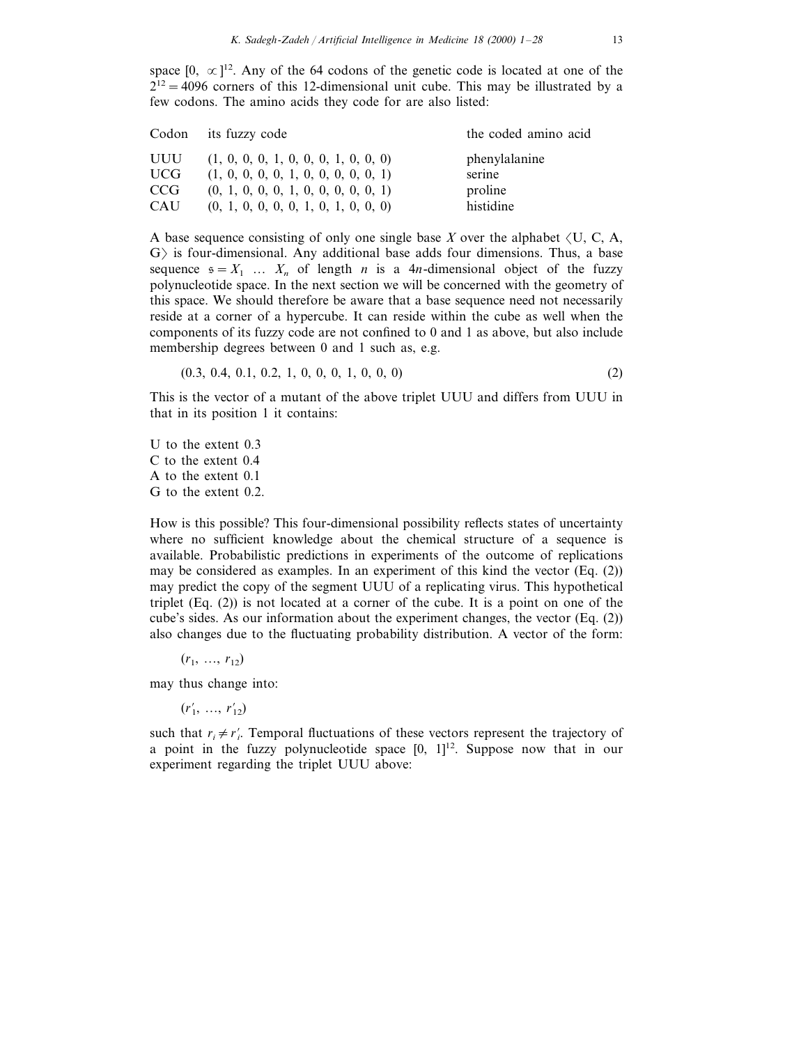space $[0, \infty]^{12}$. Any of the 64 codons of the genetic code is located at one of the $2^{12} = 4096$ corners of this 12-dimensional unit cube. This may be illustrated by a few codons. The amino acids they code for are also listed:

| Codon | its fuzzy code | the coded amino acid |
|---|---|---|
| UUU | (1, 0, 0, 0, 1, 0, 0, 0, 1, 0, 0, 0) | phenylalanine |
| UCG | (1, 0, 0, 0, 0, 1, 0, 0, 0, 0, 0, 1) | serine |
| CCG | (0, 1, 0, 0, 0, 1, 0, 0, 0, 0, 0, 1) | proline |
| CAU | (0, 1, 0, 0, 0, 0, 1, 0, 1, 0, 0, 0) | histidine |

A base sequence consisting of only one single base $X$ over the alphabet $\langle$U, C, A, G$\rangle$ is four-dimensional. Any additional base adds four dimensions. Thus, a base sequence $\mathfrak{s} = X_1 \ldots X_n$ of length $n$ is a $4n$-dimensional object of the fuzzy polynucleotide space. In the next section we will be concerned with the geometry of this space. We should therefore be aware that a base sequence need not necessarily reside at a corner of a hypercube. It can reside within the cube as well when the components of its fuzzy code are not confined to 0 and 1 as above, but also include membership degrees between 0 and 1 such as, e.g.

$$(0.3, 0.4, 0.1, 0.2, 1, 0, 0, 0, 1, 0, 0, 0) \tag{2}$$

This is the vector of a mutant of the above triplet UUU and differs from UUU in that in its position 1 it contains:

U to the extent 0.3
C to the extent 0.4
A to the extent 0.1
G to the extent 0.2.

How is this possible? This four-dimensional possibility reflects states of uncertainty where no sufficient knowledge about the chemical structure of a sequence is available. Probabilistic predictions in experiments of the outcome of replications may be considered as examples. In an experiment of this kind the vector (Eq. (2)) may predict the copy of the segment UUU of a replicating virus. This hypothetical triplet (Eq. (2)) is not located at a corner of the cube. It is a point on one of the cube's sides. As our information about the experiment changes, the vector (Eq. (2)) also changes due to the fluctuating probability distribution. A vector of the form:

$$(r_1, \ldots, r_{12})$$

may thus change into:

$$(r'_1, \ldots, r'_{12})$$

such that $r_i \neq r'_i$. Temporal fluctuations of these vectors represent the trajectory of a point in the fuzzy polynucleotide space $[0, 1]^{12}$. Suppose now that in our experiment regarding the triplet UUU above: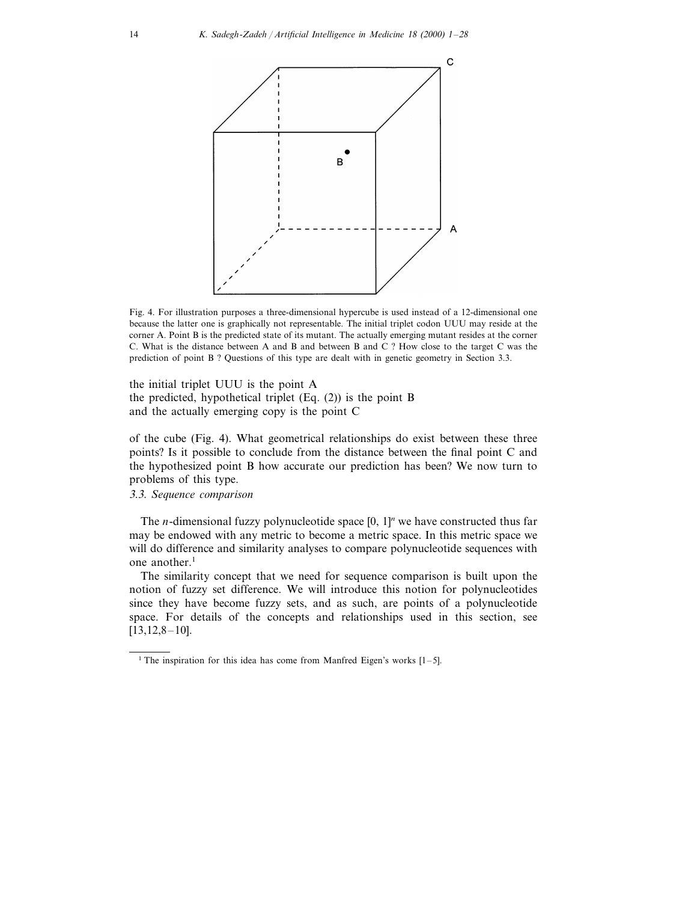Fig. 4. For illustration purposes a three-dimensional hypercube is used instead of a 12-dimensional one because the latter one is graphically not representable. The initial triplet codon UUU may reside at the corner A. Point B is the predicted state of its mutant. The actually emerging mutant resides at the corner C. What is the distance between A and B and between B and C ? How close to the target C was the prediction of point B ? Questions of this type are dealt with in genetic geometry in Section 3.3.

the initial triplet UUU is the point A
the predicted, hypothetical triplet (Eq. (2)) is the point B
and the actually emerging copy is the point C

of the cube (Fig. 4). What geometrical relationships do exist between these three points? Is it possible to conclude from the distance between the final point C and the hypothesized point B how accurate our prediction has been? We now turn to problems of this type.

### *3.3. Sequence comparison*

The $n$-dimensional fuzzy polynucleotide space $[0, 1]^n$ we have constructed thus far may be endowed with any metric to become a metric space. In this metric space we will do difference and similarity analyses to compare polynucleotide sequences with one another.[1]

The similarity concept that we need for sequence comparison is built upon the notion of fuzzy set difference. We will introduce this notion for polynucleotides since they have become fuzzy sets, and as such, are points of a polynucleotide space. For details of the concepts and relationships used in this section, see [13,12,8–10].

[1] The inspiration for this idea has come from Manfred Eigen's works [1–5].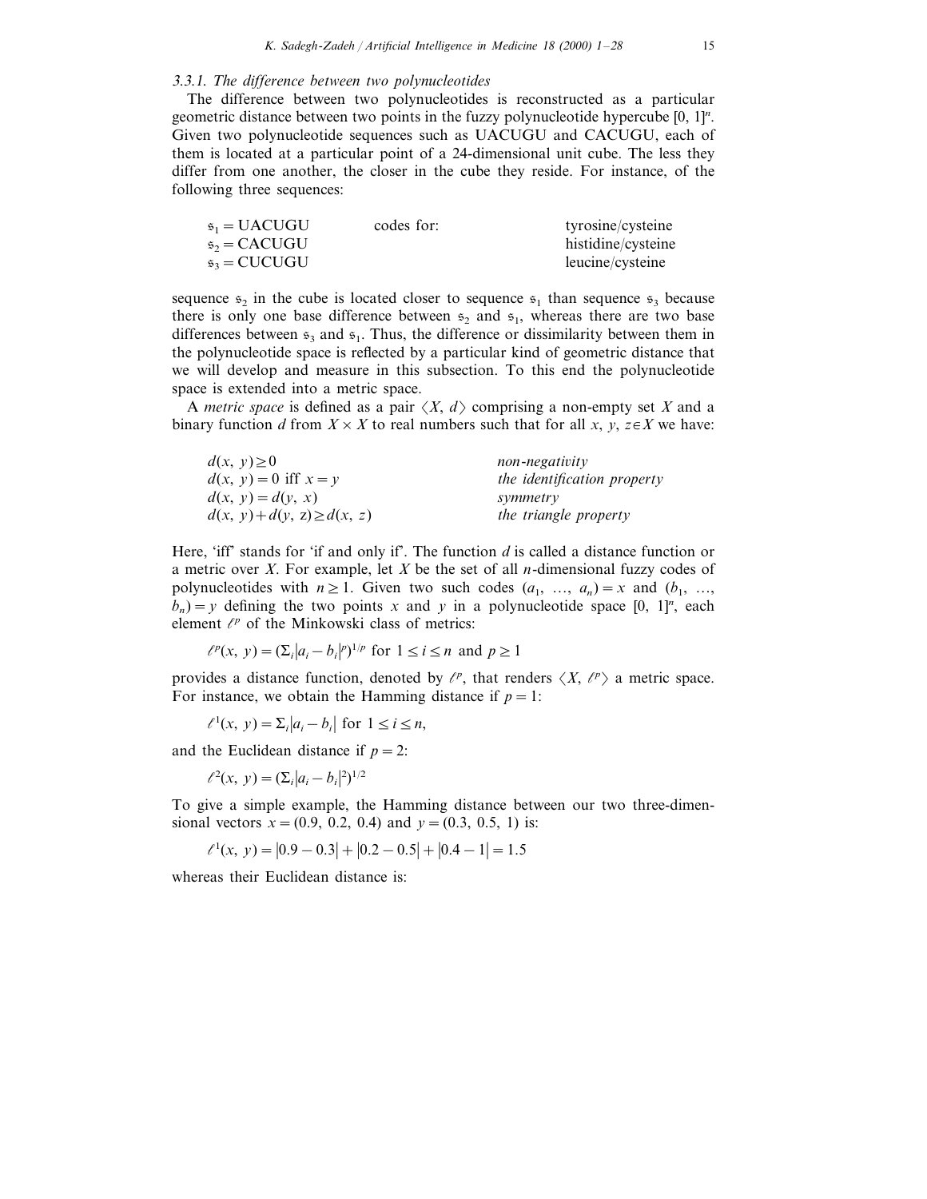### 3.3.1. The difference between two polynucleotides

The difference between two polynucleotides is reconstructed as a particular geometric distance between two points in the fuzzy polynucleotide hypercube $[0, 1]^n$. Given two polynucleotide sequences such as UACUGU and CACUGU, each of them is located at a particular point of a 24-dimensional unit cube. The less they differ from one another, the closer in the cube they reside. For instance, of the following three sequences:

| | | |
|---|---|---|
| $\mathfrak{s}_1$ = UACUGU | codes for: | tyrosine/cysteine |
| $\mathfrak{s}_2$ = CACUGU | | histidine/cysteine |
| $\mathfrak{s}_3$ = CUCUGU | | leucine/cysteine |

sequence $\mathfrak{s}_2$ in the cube is located closer to sequence $\mathfrak{s}_1$ than sequence $\mathfrak{s}_3$ because there is only one base difference between $\mathfrak{s}_2$ and $\mathfrak{s}_1$, whereas there are two base differences between $\mathfrak{s}_3$ and $\mathfrak{s}_1$. Thus, the difference or dissimilarity between them in the polynucleotide space is reflected by a particular kind of geometric distance that we will develop and measure in this subsection. To this end the polynucleotide space is extended into a metric space.

A *metric space* is defined as a pair $\langle X, d \rangle$ comprising a non-empty set $X$ and a binary function $d$ from $X \times X$ to real numbers such that for all $x, y, z \in X$ we have:

| | |
|---|---|
| $d(x, y) \geq 0$ | *non-negativity* |
| $d(x, y) = 0$ iff $x = y$ | *the identification property* |
| $d(x, y) = d(y, x)$ | *symmetry* |
| $d(x, y) + d(y, z) \geq d(x, z)$ | *the triangle property* |

Here, 'iff' stands for 'if and only if'. The function $d$ is called a distance function or a metric over $X$. For example, let $X$ be the set of all $n$-dimensional fuzzy codes of polynucleotides with $n \geq 1$. Given two such codes $(a_1, \ldots, a_n) = x$ and $(b_1, \ldots, b_n) = y$ defining the two points $x$ and $y$ in a polynucleotide space $[0, 1]^n$, each element $\ell^p$ of the Minkowski class of metrics:

$$\ell^p(x, y) = (\Sigma_i |a_i - b_i|^p)^{1/p} \text{ for } 1 \leq i \leq n \text{ and } p \geq 1$$

provides a distance function, denoted by $\ell^p$, that renders $\langle X, \ell^p \rangle$ a metric space. For instance, we obtain the Hamming distance if $p = 1$:

$$\ell^1(x, y) = \Sigma_i |a_i - b_i| \text{ for } 1 \leq i \leq n,$$

and the Euclidean distance if $p = 2$:

$$\ell^2(x, y) = (\Sigma_i |a_i - b_i|^2)^{1/2}$$

To give a simple example, the Hamming distance between our two three-dimensional vectors $x = (0.9, 0.2, 0.4)$ and $y = (0.3, 0.5, 1)$ is:

$$\ell^1(x, y) = |0.9 - 0.3| + |0.2 - 0.5| + |0.4 - 1| = 1.5$$

whereas their Euclidean distance is: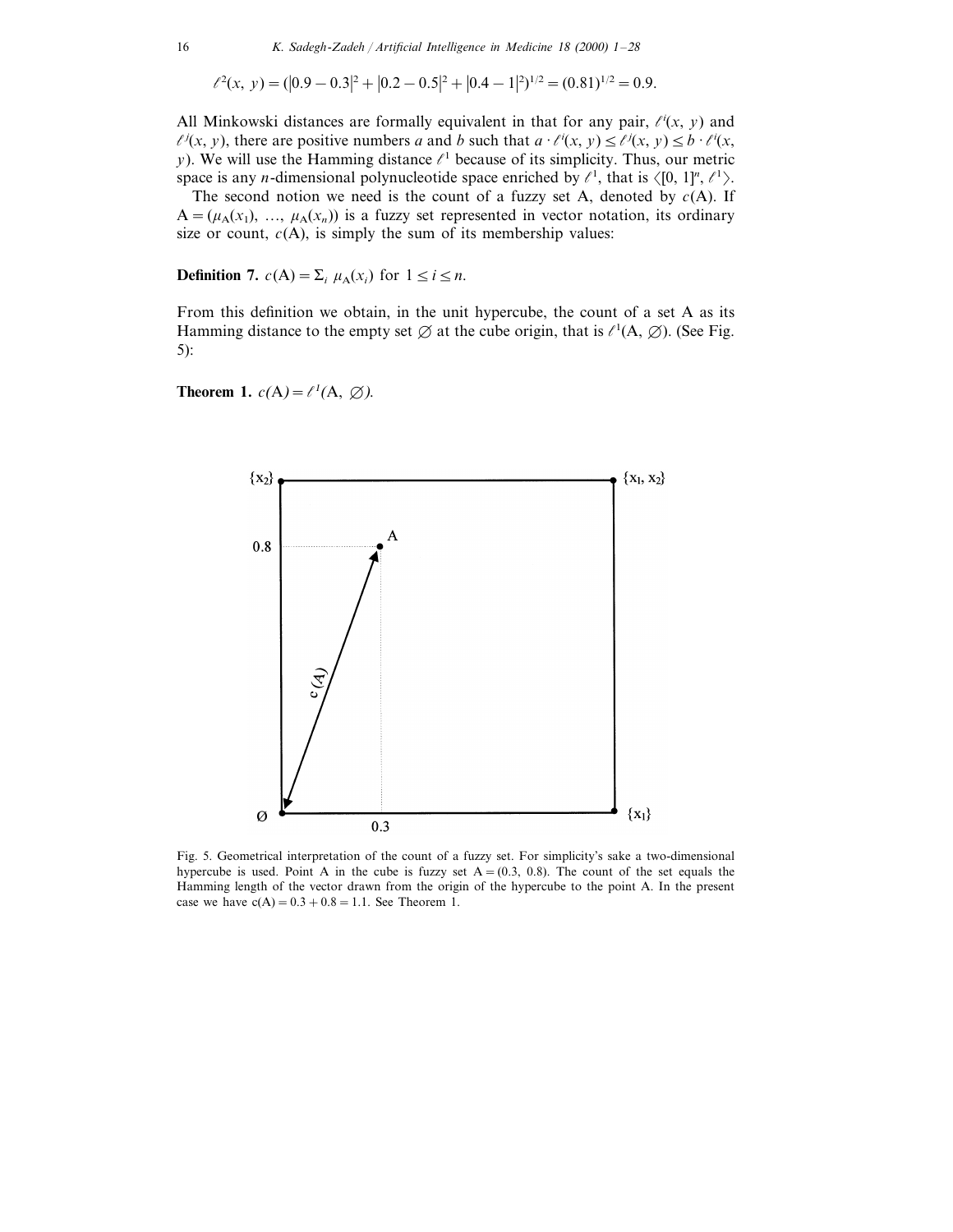$$\ell^2(x, y) = (|0.9 - 0.3|^2 + |0.2 - 0.5|^2 + |0.4 - 1|^2)^{1/2} = (0.81)^{1/2} = 0.9.$$

All Minkowski distances are formally equivalent in that for any pair, $\ell^i(x, y)$ and $\ell^j(x, y)$, there are positive numbers $a$ and $b$ such that $a \cdot \ell^i(x, y) \leq \ell^j(x, y) \leq b \cdot \ell^i(x, y)$. We will use the Hamming distance $\ell^1$ because of its simplicity. Thus, our metric space is any $n$-dimensional polynucleotide space enriched by $\ell^1$, that is $\langle [0, 1]^n, \ell^1 \rangle$.

The second notion we need is the count of a fuzzy set A, denoted by $c(\text{A})$. If $\text{A} = (\mu_\text{A}(x_1), \ldots, \mu_\text{A}(x_n))$ is a fuzzy set represented in vector notation, its ordinary size or count, $c(\text{A})$, is simply the sum of its membership values:

**Definition 7.** $c(\text{A}) = \Sigma_i \ \mu_\text{A}(x_i)$ for $1 \leq i \leq n$.

From this definition we obtain, in the unit hypercube, the count of a set A as its Hamming distance to the empty set $\varnothing$ at the cube origin, that is $\ell^1(\text{A}, \varnothing)$. (See Fig. 5):

**Theorem 1.** *$c(\text{A}) = \ell^1(\text{A}, \varnothing)$.*

Fig. 5. Geometrical interpretation of the count of a fuzzy set. For simplicity's sake a two-dimensional hypercube is used. Point A in the cube is fuzzy set $\text{A} = (0.3, 0.8)$. The count of the set equals the Hamming length of the vector drawn from the origin of the hypercube to the point A. In the present case we have $c(\text{A}) = 0.3 + 0.8 = 1.1$. See Theorem 1.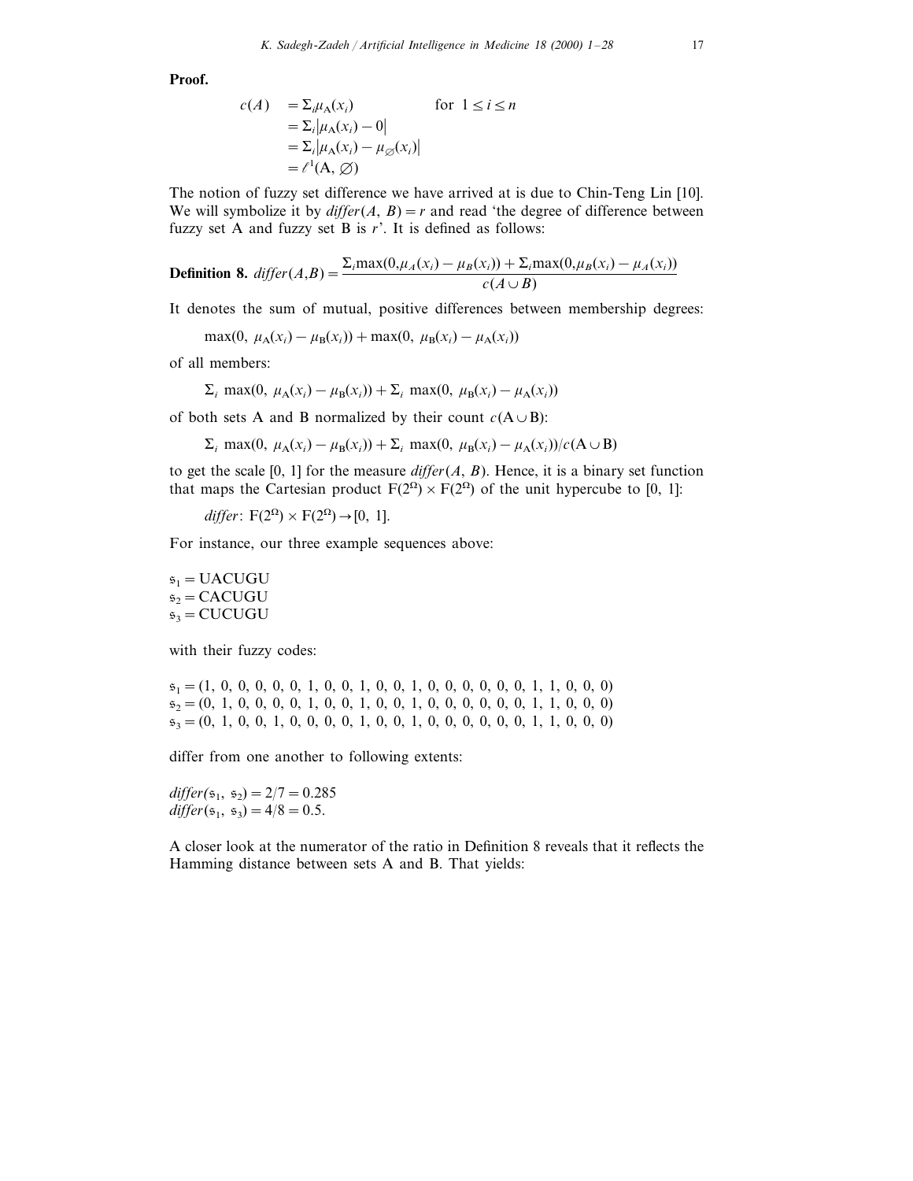**Proof.**

$$
\begin{aligned}
c(A) &= \Sigma_i \mu_A(x_i) \qquad \text{for } 1 \le i \le n \\
&= \Sigma_i |\mu_A(x_i) - 0| \\
&= \Sigma_i |\mu_A(x_i) - \mu_\varnothing(x_i)| \\
&= \ell^1(A, \varnothing)
\end{aligned}
$$

The notion of fuzzy set difference we have arrived at is due to Chin-Teng Lin [10]. We will symbolize it by $differ(A, B) = r$ and read 'the degree of difference between fuzzy set A and fuzzy set B is $r$'. It is defined as follows:

**Definition 8.** $$differ(A,B) = \frac{\Sigma_i \max(0, \mu_A(x_i) - \mu_B(x_i)) + \Sigma_i \max(0, \mu_B(x_i) - \mu_A(x_i))}{c(A \cup B)}$$

It denotes the sum of mutual, positive differences between membership degrees:

$$\max(0,\ \mu_A(x_i) - \mu_B(x_i)) + \max(0,\ \mu_B(x_i) - \mu_A(x_i))$$

of all members:

$$\Sigma_i \max(0,\ \mu_A(x_i) - \mu_B(x_i)) + \Sigma_i \max(0,\ \mu_B(x_i) - \mu_A(x_i))$$

of both sets A and B normalized by their count $c(A \cup B)$:

$$\Sigma_i \max(0,\ \mu_A(x_i) - \mu_B(x_i)) + \Sigma_i \max(0,\ \mu_B(x_i) - \mu_A(x_i))/c(A \cup B)$$

to get the scale [0, 1] for the measure $differ(A, B)$. Hence, it is a binary set function that maps the Cartesian product $F(2^\Omega) \times F(2^\Omega)$ of the unit hypercube to [0, 1]:

$$differ\colon F(2^\Omega) \times F(2^\Omega) \to [0, 1].$$

For instance, our three example sequences above:

$\mathfrak{s}_1 =$ UACUGU
$\mathfrak{s}_2 =$ CACUGU
$\mathfrak{s}_3 =$ CUCUGU

with their fuzzy codes:

$\mathfrak{s}_1 = (1, 0, 0, 0, 0, 0, 1, 0, 0, 1, 0, 0, 1, 0, 0, 0, 0, 0, 0, 1, 1, 0, 0, 0)$
$\mathfrak{s}_2 = (0, 1, 0, 0, 0, 0, 1, 0, 0, 1, 0, 0, 1, 0, 0, 0, 0, 0, 0, 1, 1, 0, 0, 0)$
$\mathfrak{s}_3 = (0, 1, 0, 0, 1, 0, 0, 0, 0, 1, 0, 0, 1, 0, 0, 0, 0, 0, 0, 1, 1, 0, 0, 0)$

differ from one another to following extents:

$differ(\mathfrak{s}_1, \mathfrak{s}_2) = 2/7 = 0.285$
$differ(\mathfrak{s}_1, \mathfrak{s}_3) = 4/8 = 0.5.$

A closer look at the numerator of the ratio in Definition 8 reveals that it reflects the Hamming distance between sets A and B. That yields: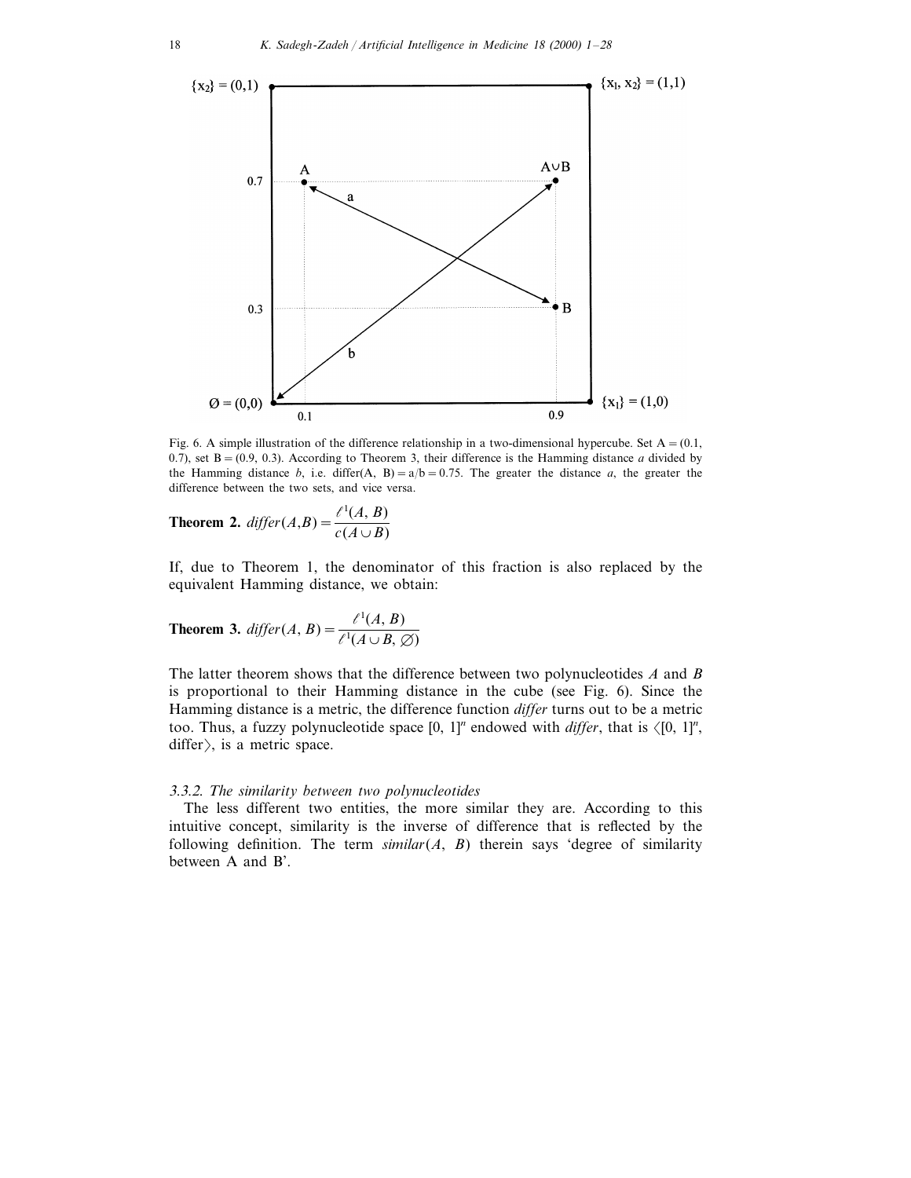Fig. 6. A simple illustration of the difference relationship in a two-dimensional hypercube. Set A = (0.1, 0.7), set B = (0.9, 0.3). According to Theorem 3, their difference is the Hamming distance *a* divided by the Hamming distance *b*, i.e. differ(A, B) = a/b = 0.75. The greater the distance *a*, the greater the difference between the two sets, and vice versa.

**Theorem 2.** $differ(A,B) = \dfrac{\ell^1(A, B)}{c(A \cup B)}$

If, due to Theorem 1, the denominator of this fraction is also replaced by the equivalent Hamming distance, we obtain:

**Theorem 3.** $differ(A, B) = \dfrac{\ell^1(A, B)}{\ell^1(A \cup B, \varnothing)}$

The latter theorem shows that the difference between two polynucleotides *A* and *B* is proportional to their Hamming distance in the cube (see Fig. 6). Since the Hamming distance is a metric, the difference function *differ* turns out to be a metric too. Thus, a fuzzy polynucleotide space $[0, 1]^n$ endowed with *differ*, that is $\langle[0, 1]^n$, differ$\rangle$, is a metric space.

### 3.3.2. The similarity between two polynucleotides

The less different two entities, the more similar they are. According to this intuitive concept, similarity is the inverse of difference that is reflected by the following definition. The term *similar*$(A, B)$ therein says 'degree of similarity between A and B'.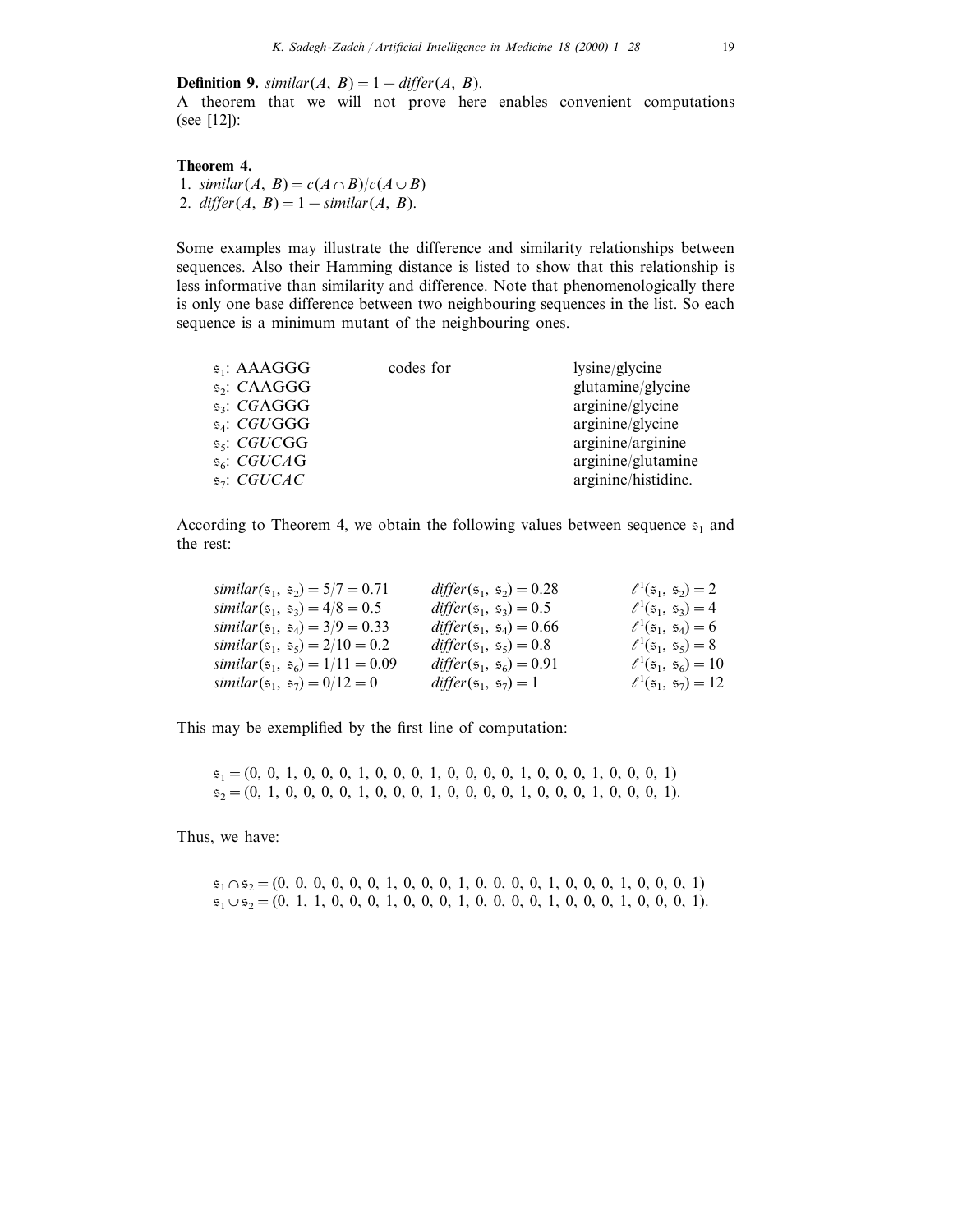**Definition 9.** $similar(A, B) = 1 - differ(A, B)$.
A theorem that we will not prove here enables convenient computations (see [12]):

**Theorem 4.**

1. $similar(A, B) = c(A \cap B)/c(A \cup B)$
2. $differ(A, B) = 1 - similar(A, B)$.

Some examples may illustrate the difference and similarity relationships between sequences. Also their Hamming distance is listed to show that this relationship is less informative than similarity and difference. Note that phenomenologically there is only one base difference between two neighbouring sequences in the list. So each sequence is a minimum mutant of the neighbouring ones.

| | | |
|---|---|---|
| $\mathfrak{s}_1$: AAAGGG | codes for | lysine/glycine |
| $\mathfrak{s}_2$: *C*AAGGG | | glutamine/glycine |
| $\mathfrak{s}_3$: *CG*AGGG | | arginine/glycine |
| $\mathfrak{s}_4$: *CGU*GGG | | arginine/glycine |
| $\mathfrak{s}_5$: *CGUC*GG | | arginine/arginine |
| $\mathfrak{s}_6$: *CGUCA*G | | arginine/glutamine |
| $\mathfrak{s}_7$: *CGUCAC* | | arginine/histidine. |

According to Theorem 4, we obtain the following values between sequence $\mathfrak{s}_1$ and the rest:

| | | |
|---|---|---|
| $similar(\mathfrak{s}_1, \mathfrak{s}_2) = 5/7 = 0.71$ | $differ(\mathfrak{s}_1, \mathfrak{s}_2) = 0.28$ | $\ell^1(\mathfrak{s}_1, \mathfrak{s}_2) = 2$ |
| $similar(\mathfrak{s}_1, \mathfrak{s}_3) = 4/8 = 0.5$ | $differ(\mathfrak{s}_1, \mathfrak{s}_3) = 0.5$ | $\ell^1(\mathfrak{s}_1, \mathfrak{s}_3) = 4$ |
| $similar(\mathfrak{s}_1, \mathfrak{s}_4) = 3/9 = 0.33$ | $differ(\mathfrak{s}_1, \mathfrak{s}_4) = 0.66$ | $\ell^1(\mathfrak{s}_1, \mathfrak{s}_4) = 6$ |
| $similar(\mathfrak{s}_1, \mathfrak{s}_5) = 2/10 = 0.2$ | $differ(\mathfrak{s}_1, \mathfrak{s}_5) = 0.8$ | $\ell^1(\mathfrak{s}_1, \mathfrak{s}_5) = 8$ |
| $similar(\mathfrak{s}_1, \mathfrak{s}_6) = 1/11 = 0.09$ | $differ(\mathfrak{s}_1, \mathfrak{s}_6) = 0.91$ | $\ell^1(\mathfrak{s}_1, \mathfrak{s}_6) = 10$ |
| $similar(\mathfrak{s}_1, \mathfrak{s}_7) = 0/12 = 0$ | $differ(\mathfrak{s}_1, \mathfrak{s}_7) = 1$ | $\ell^1(\mathfrak{s}_1, \mathfrak{s}_7) = 12$ |

This may be exemplified by the first line of computation:

$$\mathfrak{s}_1 = (0, 0, 1, 0, 0, 0, 1, 0, 0, 0, 1, 0, 0, 0, 0, 1, 0, 0, 0, 1, 0, 0, 0, 1)$$
$$\mathfrak{s}_2 = (0, 1, 0, 0, 0, 0, 1, 0, 0, 0, 1, 0, 0, 0, 0, 1, 0, 0, 0, 1, 0, 0, 0, 1).$$

Thus, we have:

$$\mathfrak{s}_1 \cap \mathfrak{s}_2 = (0, 0, 0, 0, 0, 0, 1, 0, 0, 0, 1, 0, 0, 0, 0, 1, 0, 0, 0, 1, 0, 0, 0, 1)$$
$$\mathfrak{s}_1 \cup \mathfrak{s}_2 = (0, 1, 1, 0, 0, 0, 1, 0, 0, 0, 1, 0, 0, 0, 0, 1, 0, 0, 0, 1, 0, 0, 0, 1).$$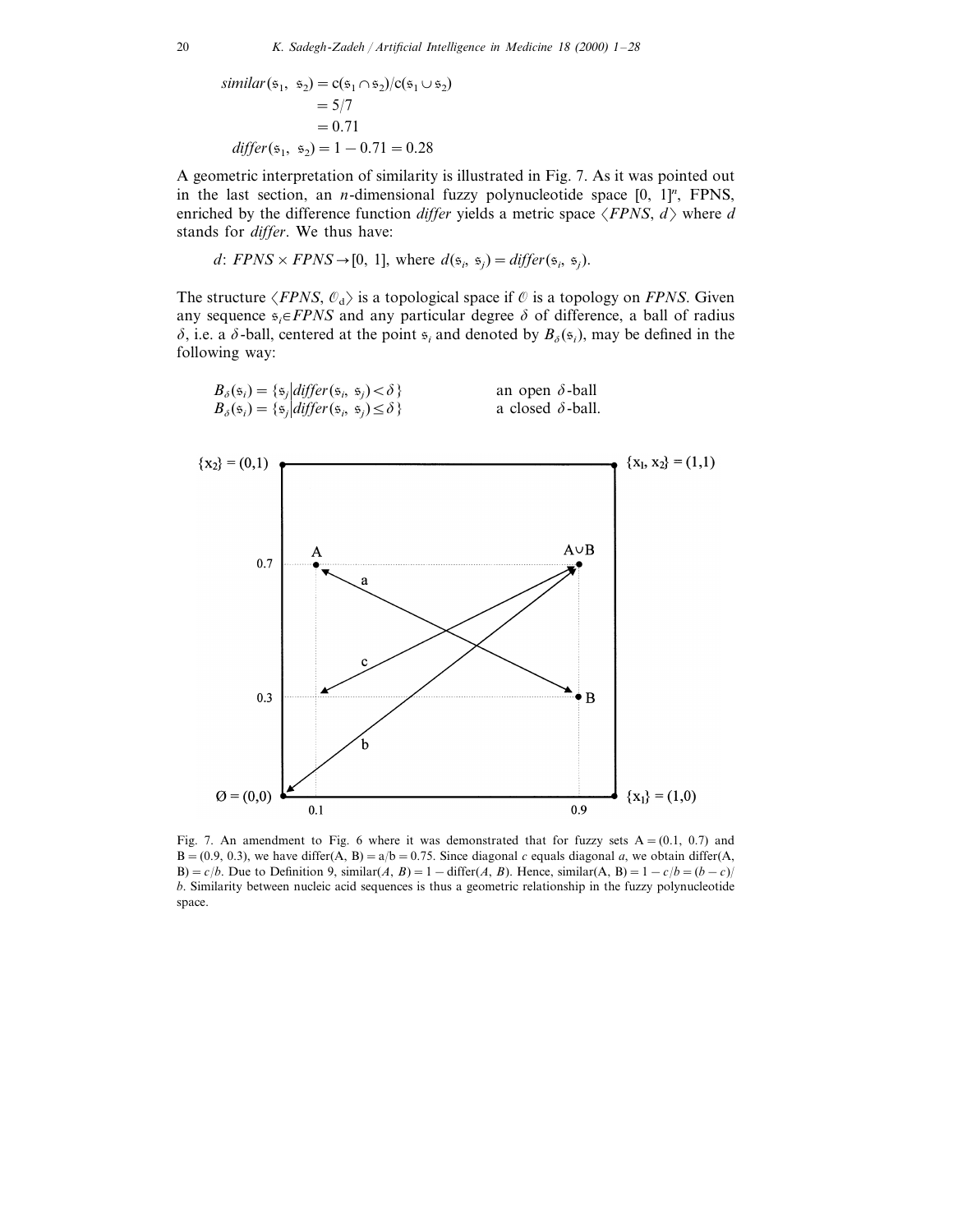$$similar(\mathfrak{s}_1, \mathfrak{s}_2) = c(\mathfrak{s}_1 \cap \mathfrak{s}_2)/c(\mathfrak{s}_1 \cup \mathfrak{s}_2)$$
$$= 5/7$$
$$= 0.71$$
$$differ(\mathfrak{s}_1, \mathfrak{s}_2) = 1 - 0.71 = 0.28$$

A geometric interpretation of similarity is illustrated in Fig. 7. As it was pointed out in the last section, an $n$-dimensional fuzzy polynucleotide space $[0, 1]^n$, FPNS, enriched by the difference function *differ* yields a metric space $\langle FPNS, d \rangle$ where $d$ stands for *differ*. We thus have:

$$d\colon FPNS \times FPNS \rightarrow [0, 1], \text{ where } d(\mathfrak{s}_i, \mathfrak{s}_j) = differ(\mathfrak{s}_i, \mathfrak{s}_j).$$

The structure $\langle FPNS, \mathcal{O}_d \rangle$ is a topological space if $\mathcal{O}$ is a topology on *FPNS*. Given any sequence $\mathfrak{s}_i \in FPNS$ and any particular degree $\delta$ of difference, a ball of radius $\delta$, i.e. a $\delta$-ball, centered at the point $\mathfrak{s}_i$ and denoted by $B_\delta(\mathfrak{s}_i)$, may be defined in the following way:

$$B_\delta(\mathfrak{s}_i) = \{\mathfrak{s}_j | differ(\mathfrak{s}_i, \mathfrak{s}_j) < \delta\} \qquad \text{an open } \delta\text{-ball}$$
$$B_\delta(\mathfrak{s}_i) = \{\mathfrak{s}_j | differ(\mathfrak{s}_i, \mathfrak{s}_j) \leq \delta\} \qquad \text{a closed } \delta\text{-ball.}$$

Fig. 7. An amendment to Fig. 6 where it was demonstrated that for fuzzy sets A = (0.1, 0.7) and B = (0.9, 0.3), we have differ(A, B) = a/b = 0.75. Since diagonal $c$ equals diagonal $a$, we obtain differ(A, B) = $c/b$. Due to Definition 9, similar($A$, $B$) = 1 − differ($A$, $B$). Hence, similar(A, B) = $1 - c/b = (b - c)/b$. Similarity between nucleic acid sequences is thus a geometric relationship in the fuzzy polynucleotide space.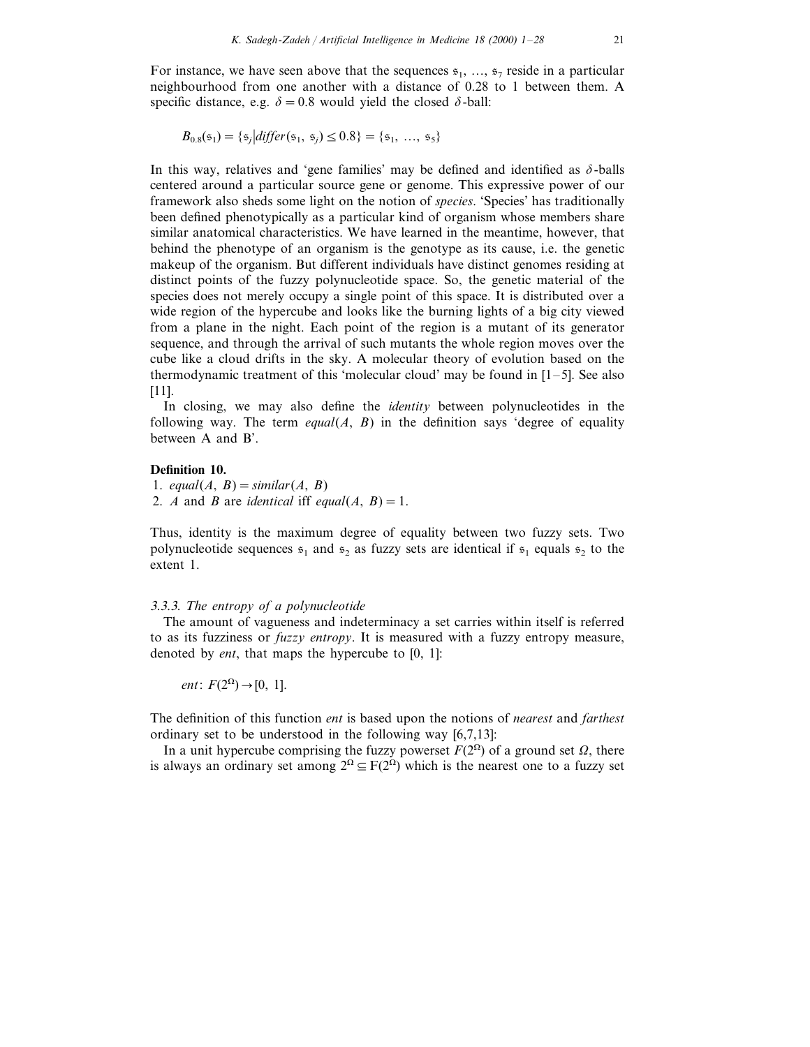For instance, we have seen above that the sequences $\mathfrak{s}_1, \ldots, \mathfrak{s}_7$ reside in a particular neighbourhood from one another with a distance of 0.28 to 1 between them. A specific distance, e.g. $\delta = 0.8$ would yield the closed $\delta$-ball:

$$B_{0.8}(\mathfrak{s}_1) = \{\mathfrak{s}_j | \mathit{differ}(\mathfrak{s}_1, \mathfrak{s}_j) \leq 0.8\} = \{\mathfrak{s}_1, \ldots, \mathfrak{s}_5\}$$

In this way, relatives and 'gene families' may be defined and identified as $\delta$-balls centered around a particular source gene or genome. This expressive power of our framework also sheds some light on the notion of *species*. 'Species' has traditionally been defined phenotypically as a particular kind of organism whose members share similar anatomical characteristics. We have learned in the meantime, however, that behind the phenotype of an organism is the genotype as its cause, i.e. the genetic makeup of the organism. But different individuals have distinct genomes residing at distinct points of the fuzzy polynucleotide space. So, the genetic material of the species does not merely occupy a single point of this space. It is distributed over a wide region of the hypercube and looks like the burning lights of a big city viewed from a plane in the night. Each point of the region is a mutant of its generator sequence, and through the arrival of such mutants the whole region moves over the cube like a cloud drifts in the sky. A molecular theory of evolution based on the thermodynamic treatment of this 'molecular cloud' may be found in [1–5]. See also [11].

In closing, we may also define the *identity* between polynucleotides in the following way. The term $\mathit{equal}(A, B)$ in the definition says 'degree of equality between A and B'.

**Definition 10.**

1. $\mathit{equal}(A, B) = \mathit{similar}(A, B)$
2. $A$ and $B$ are *identical* iff $\mathit{equal}(A, B) = 1$.

Thus, identity is the maximum degree of equality between two fuzzy sets. Two polynucleotide sequences $\mathfrak{s}_1$ and $\mathfrak{s}_2$ as fuzzy sets are identical if $\mathfrak{s}_1$ equals $\mathfrak{s}_2$ to the extent 1.

### 3.3.3. The entropy of a polynucleotide

The amount of vagueness and indeterminacy a set carries within itself is referred to as its fuzziness or *fuzzy entropy*. It is measured with a fuzzy entropy measure, denoted by *ent*, that maps the hypercube to [0, 1]:

$$\mathit{ent}\colon F(2^{\Omega}) \to [0, 1].$$

The definition of this function *ent* is based upon the notions of *nearest* and *farthest* ordinary set to be understood in the following way [6,7,13]:

In a unit hypercube comprising the fuzzy powerset $F(2^{\Omega})$ of a ground set $\Omega$, there is always an ordinary set among $2^{\Omega} \subseteq F(2^{\Omega})$ which is the nearest one to a fuzzy set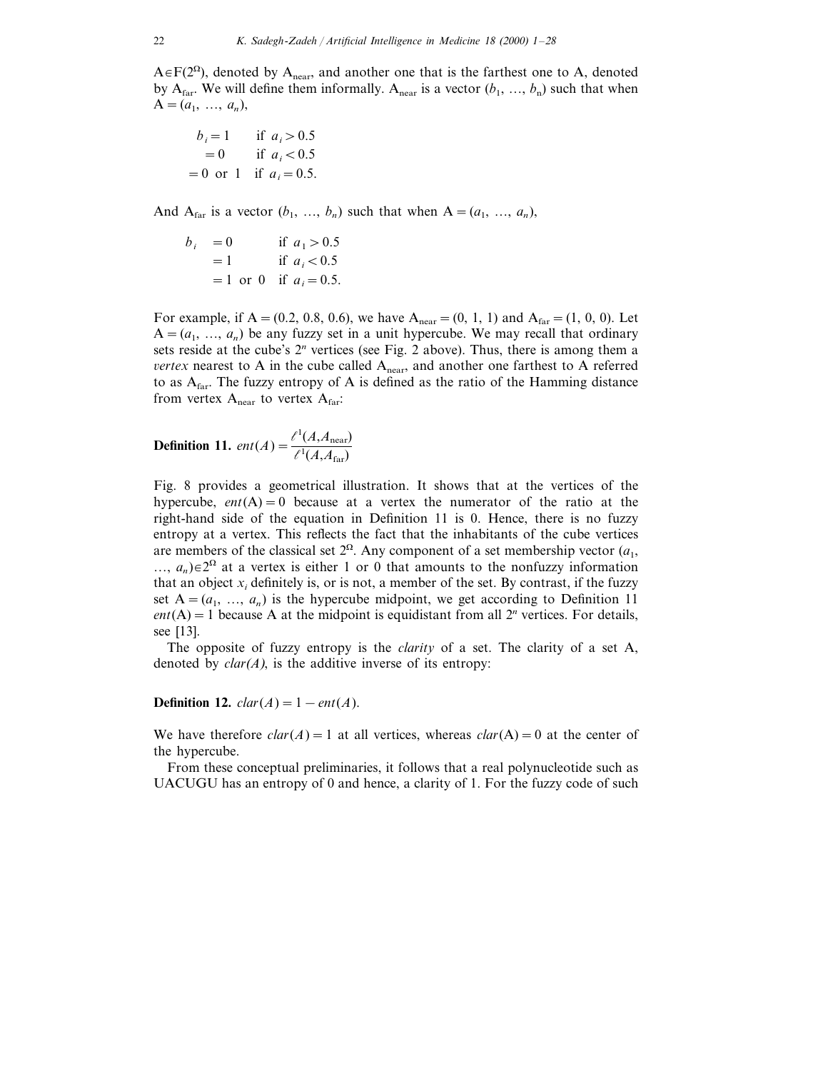$A \in F(2^\Omega)$, denoted by $A_{near}$, and another one that is the farthest one to A, denoted by $A_{far}$. We will define them informally. $A_{near}$ is a vector $(b_1, \ldots, b_n)$ such that when $A = (a_1, \ldots, a_n)$,

$$
\begin{aligned}
b_i &= 1 \quad \text{if } a_i > 0.5 \\
&= 0 \quad \text{if } a_i < 0.5 \\
&= 0 \text{ or } 1 \quad \text{if } a_i = 0.5.
\end{aligned}
$$

And $A_{far}$ is a vector $(b_1, \ldots, b_n)$ such that when $A = (a_1, \ldots, a_n)$,

$$
\begin{aligned}
b_i &= 0 \quad \text{if } a_1 > 0.5 \\
&= 1 \quad \text{if } a_i < 0.5 \\
&= 1 \text{ or } 0 \quad \text{if } a_i = 0.5.
\end{aligned}
$$

For example, if $A = (0.2, 0.8, 0.6)$, we have $A_{near} = (0, 1, 1)$ and $A_{far} = (1, 0, 0)$. Let $A = (a_1, \ldots, a_n)$ be any fuzzy set in a unit hypercube. We may recall that ordinary sets reside at the cube's $2^n$ vertices (see Fig. 2 above). Thus, there is among them a *vertex* nearest to A in the cube called $A_{near}$, and another one farthest to A referred to as $A_{far}$. The fuzzy entropy of A is defined as the ratio of the Hamming distance from vertex $A_{near}$ to vertex $A_{far}$:

**Definition 11.** $ent(A) = \dfrac{\ell^1(A, A_{near})}{\ell^1(A, A_{far})}$

Fig. 8 provides a geometrical illustration. It shows that at the vertices of the hypercube, $ent(A) = 0$ because at a vertex the numerator of the ratio at the right-hand side of the equation in Definition 11 is 0. Hence, there is no fuzzy entropy at a vertex. This reflects the fact that the inhabitants of the cube vertices are members of the classical set $2^\Omega$. Any component of a set membership vector $(a_1, \ldots, a_n) \in 2^\Omega$ at a vertex is either 1 or 0 that amounts to the nonfuzzy information that an object $x_i$ definitely is, or is not, a member of the set. By contrast, if the fuzzy set $A = (a_1, \ldots, a_n)$ is the hypercube midpoint, we get according to Definition 11 $ent(A) = 1$ because A at the midpoint is equidistant from all $2^n$ vertices. For details, see [13].

The opposite of fuzzy entropy is the *clarity* of a set. The clarity of a set A, denoted by *clar(A)*, is the additive inverse of its entropy:

**Definition 12.** $clar(A) = 1 - ent(A)$.

We have therefore $clar(A) = 1$ at all vertices, whereas $clar(A) = 0$ at the center of the hypercube.

From these conceptual preliminaries, it follows that a real polynucleotide such as UACUGU has an entropy of 0 and hence, a clarity of 1. For the fuzzy code of such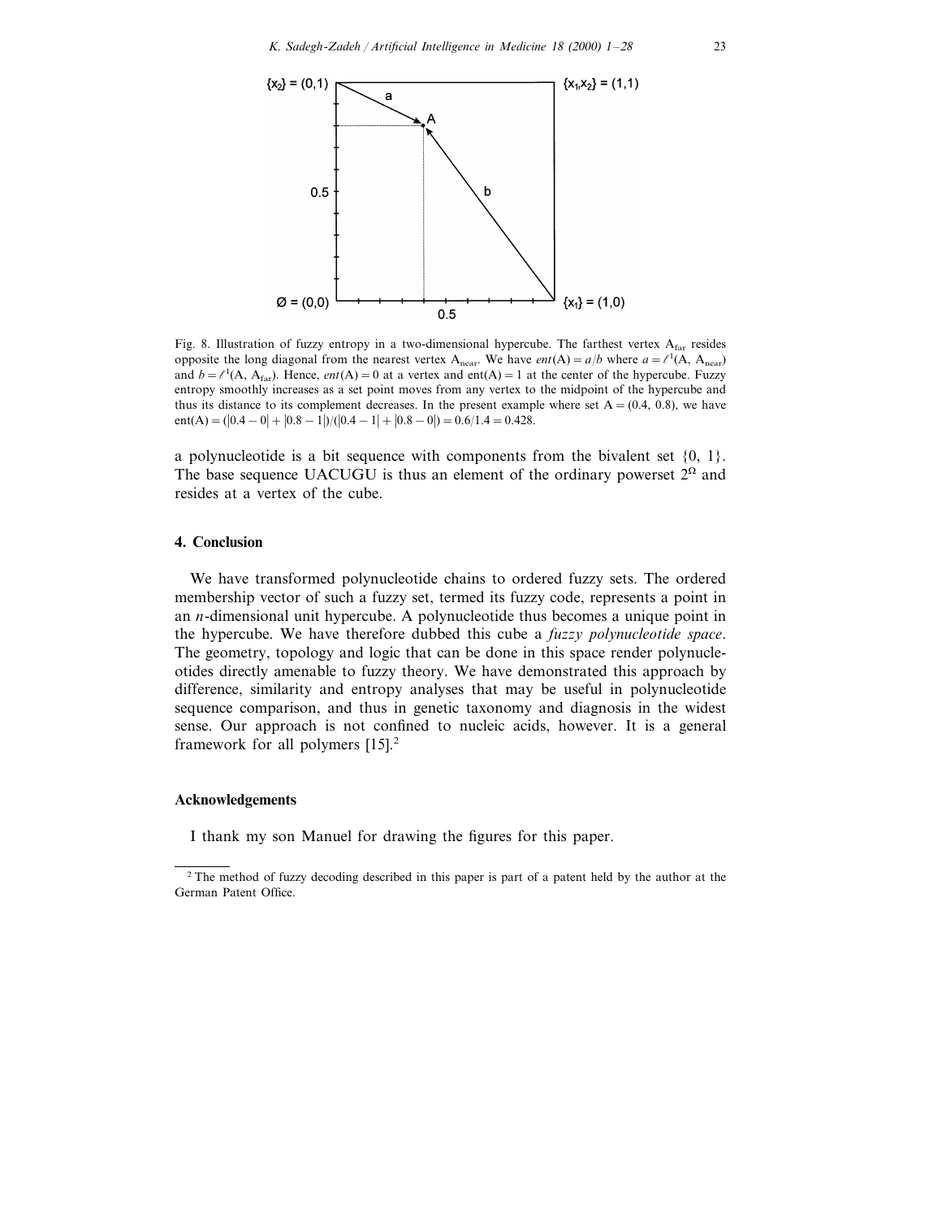Fig. 8. Illustration of fuzzy entropy in a two-dimensional hypercube. The farthest vertex $A_{far}$ resides opposite the long diagonal from the nearest vertex $A_{near}$. We have $ent(A) = a/b$ where $a = \ell^1(A, A_{near})$ and $b = \ell^1(A, A_{far})$. Hence, $ent(A) = 0$ at a vertex and $ent(A) = 1$ at the center of the hypercube. Fuzzy entropy smoothly increases as a set point moves from any vertex to the midpoint of the hypercube and thus its distance to its complement decreases. In the present example where set $A = (0.4, 0.8)$, we have $ent(A) = (|0.4 - 0| + |0.8 - 1|)/(|0.4 - 1| + |0.8 - 0|) = 0.6/1.4 = 0.428$.

a polynucleotide is a bit sequence with components from the bivalent set {0, 1}. The base sequence UACUGU is thus an element of the ordinary powerset $2^{\Omega}$ and resides at a vertex of the cube.

## 4. Conclusion

We have transformed polynucleotide chains to ordered fuzzy sets. The ordered membership vector of such a fuzzy set, termed its fuzzy code, represents a point in an $n$-dimensional unit hypercube. A polynucleotide thus becomes a unique point in the hypercube. We have therefore dubbed this cube a *fuzzy polynucleotide space*. The geometry, topology and logic that can be done in this space render polynucleotides directly amenable to fuzzy theory. We have demonstrated this approach by difference, similarity and entropy analyses that may be useful in polynucleotide sequence comparison, and thus in genetic taxonomy and diagnosis in the widest sense. Our approach is not confined to nucleic acids, however. It is a general framework for all polymers [15].[2]

## Acknowledgements

I thank my son Manuel for drawing the figures for this paper.

[2] The method of fuzzy decoding described in this paper is part of a patent held by the author at the German Patent Office.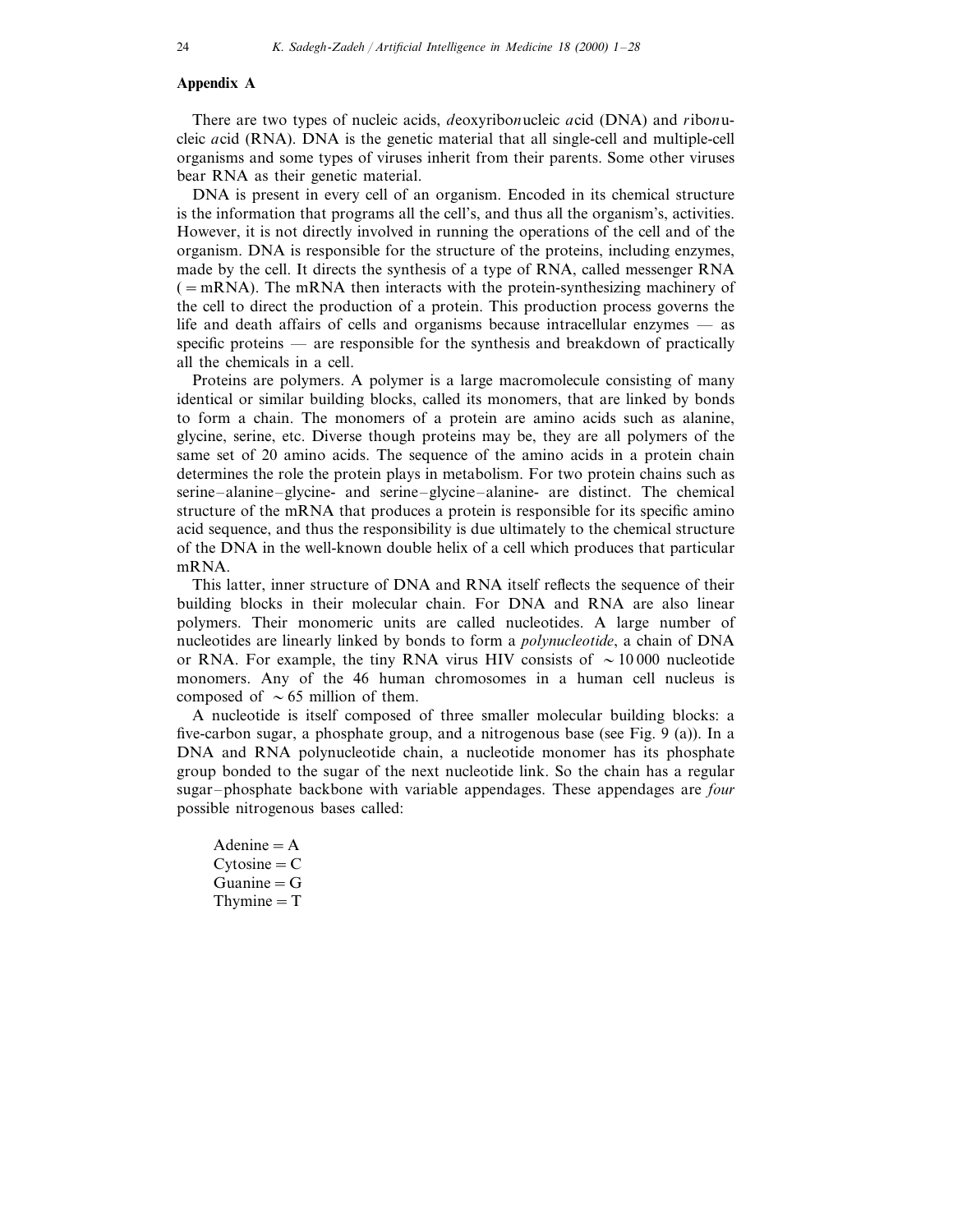## Appendix A

There are two types of nucleic acids, *d*eoxyribo*n*ucleic *a*cid (DNA) and *r*ibo*n*ucleic *a*cid (RNA). DNA is the genetic material that all single-cell and multiple-cell organisms and some types of viruses inherit from their parents. Some other viruses bear RNA as their genetic material.

DNA is present in every cell of an organism. Encoded in its chemical structure is the information that programs all the cell's, and thus all the organism's, activities. However, it is not directly involved in running the operations of the cell and of the organism. DNA is responsible for the structure of the proteins, including enzymes, made by the cell. It directs the synthesis of a type of RNA, called messenger RNA (= mRNA). The mRNA then interacts with the protein-synthesizing machinery of the cell to direct the production of a protein. This production process governs the life and death affairs of cells and organisms because intracellular enzymes — as specific proteins — are responsible for the synthesis and breakdown of practically all the chemicals in a cell.

Proteins are polymers. A polymer is a large macromolecule consisting of many identical or similar building blocks, called its monomers, that are linked by bonds to form a chain. The monomers of a protein are amino acids such as alanine, glycine, serine, etc. Diverse though proteins may be, they are all polymers of the same set of 20 amino acids. The sequence of the amino acids in a protein chain determines the role the protein plays in metabolism. For two protein chains such as serine–alanine–glycine- and serine–glycine–alanine- are distinct. The chemical structure of the mRNA that produces a protein is responsible for its specific amino acid sequence, and thus the responsibility is due ultimately to the chemical structure of the DNA in the well-known double helix of a cell which produces that particular mRNA.

This latter, inner structure of DNA and RNA itself reflects the sequence of their building blocks in their molecular chain. For DNA and RNA are also linear polymers. Their monomeric units are called nucleotides. A large number of nucleotides are linearly linked by bonds to form a *polynucleotide*, a chain of DNA or RNA. For example, the tiny RNA virus HIV consists of ~10 000 nucleotide monomers. Any of the 46 human chromosomes in a human cell nucleus is composed of ~65 million of them.

A nucleotide is itself composed of three smaller molecular building blocks: a five-carbon sugar, a phosphate group, and a nitrogenous base (see Fig. 9 (a)). In a DNA and RNA polynucleotide chain, a nucleotide monomer has its phosphate group bonded to the sugar of the next nucleotide link. So the chain has a regular sugar–phosphate backbone with variable appendages. These appendages are *four* possible nitrogenous bases called:

Adenine = A
Cytosine = C
Guanine = G
Thymine = T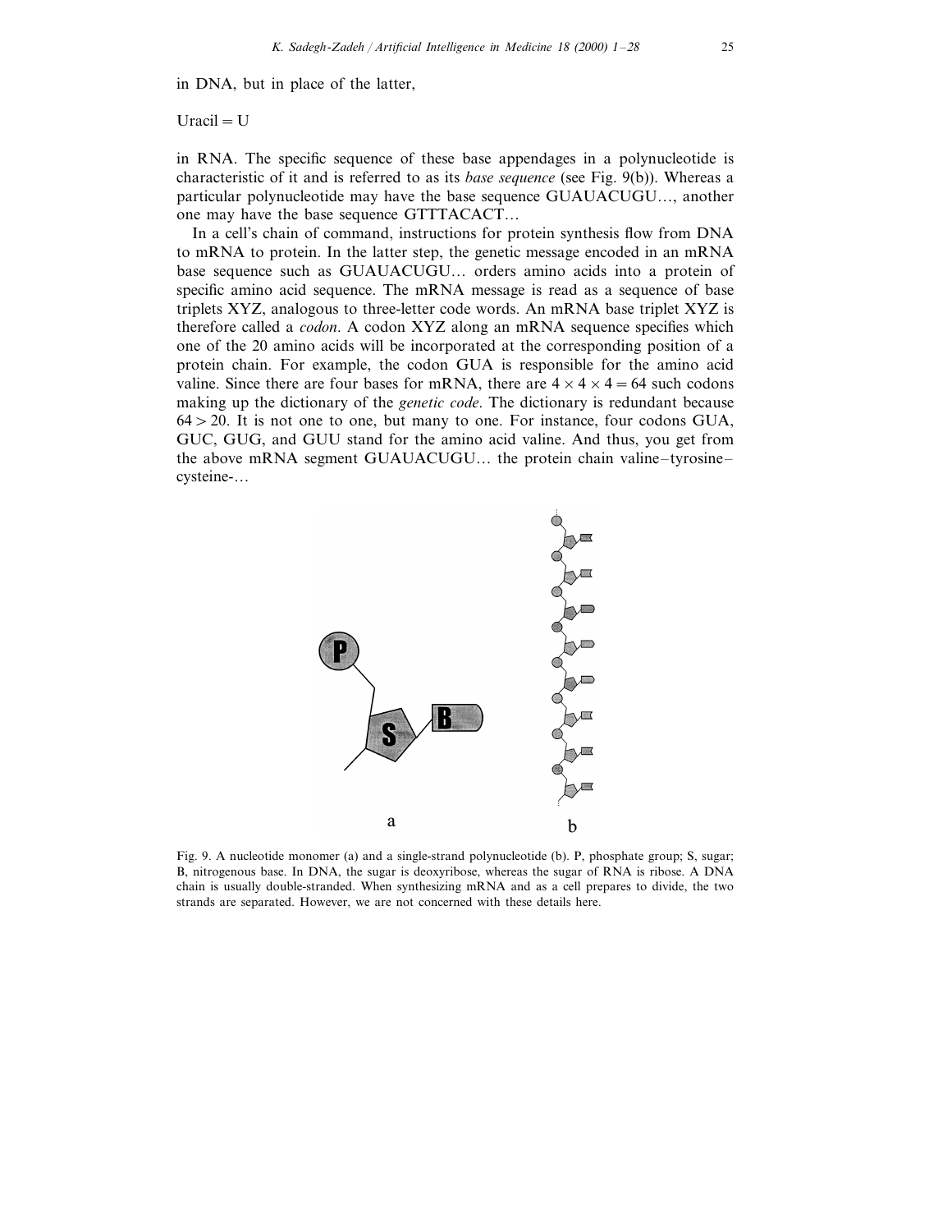in DNA, but in place of the latter,

Uracil = U

in RNA. The specific sequence of these base appendages in a polynucleotide is characteristic of it and is referred to as its *base sequence* (see Fig. 9(b)). Whereas a particular polynucleotide may have the base sequence GUAUACUGU..., another one may have the base sequence GTTTACACT...

In a cell's chain of command, instructions for protein synthesis flow from DNA to mRNA to protein. In the latter step, the genetic message encoded in an mRNA base sequence such as GUAUACUGU... orders amino acids into a protein of specific amino acid sequence. The mRNA message is read as a sequence of base triplets XYZ, analogous to three-letter code words. An mRNA base triplet XYZ is therefore called a *codon*. A codon XYZ along an mRNA sequence specifies which one of the 20 amino acids will be incorporated at the corresponding position of a protein chain. For example, the codon GUA is responsible for the amino acid valine. Since there are four bases for mRNA, there are $4 \times 4 \times 4 = 64$ such codons making up the dictionary of the *genetic code*. The dictionary is redundant because $64 > 20$. It is not one to one, but many to one. For instance, four codons GUA, GUC, GUG, and GUU stand for the amino acid valine. And thus, you get from the above mRNA segment GUAUACUGU... the protein chain valine–tyrosine–cysteine-...

Fig. 9. A nucleotide monomer (a) and a single-strand polynucleotide (b). P, phosphate group; S, sugar; B, nitrogenous base. In DNA, the sugar is deoxyribose, whereas the sugar of RNA is ribose. A DNA chain is usually double-stranded. When synthesizing mRNA and as a cell prepares to divide, the two strands are separated. However, we are not concerned with these details here.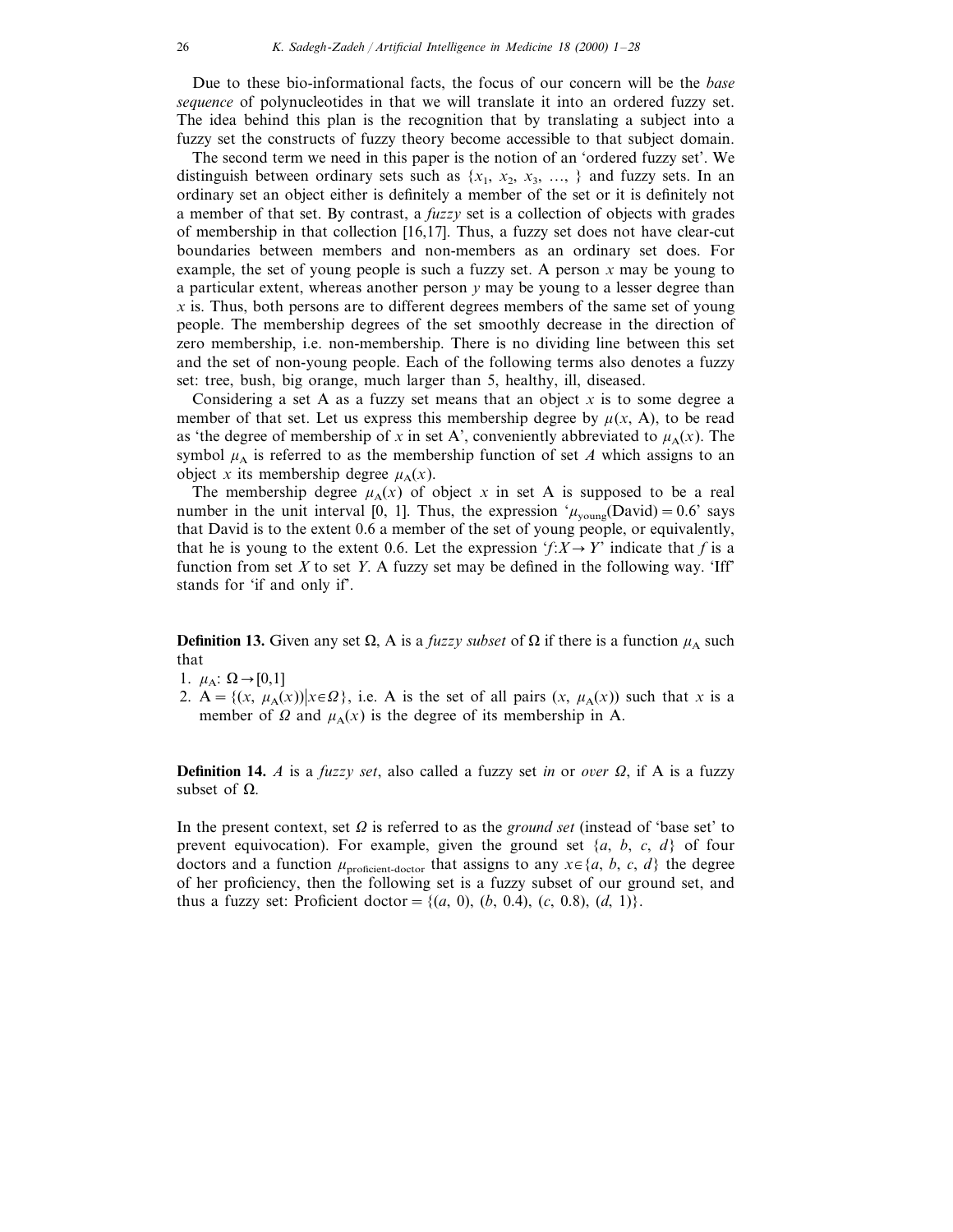Due to these bio-informational facts, the focus of our concern will be the *base sequence* of polynucleotides in that we will translate it into an ordered fuzzy set. The idea behind this plan is the recognition that by translating a subject into a fuzzy set the constructs of fuzzy theory become accessible to that subject domain.

The second term we need in this paper is the notion of an 'ordered fuzzy set'. We distinguish between ordinary sets such as $\{x_1, x_2, x_3, \ldots, \}$ and fuzzy sets. In an ordinary set an object either is definitely a member of the set or it is definitely not a member of that set. By contrast, a *fuzzy* set is a collection of objects with grades of membership in that collection [16,17]. Thus, a fuzzy set does not have clear-cut boundaries between members and non-members as an ordinary set does. For example, the set of young people is such a fuzzy set. A person $x$ may be young to a particular extent, whereas another person $y$ may be young to a lesser degree than $x$ is. Thus, both persons are to different degrees members of the same set of young people. The membership degrees of the set smoothly decrease in the direction of zero membership, i.e. non-membership. There is no dividing line between this set and the set of non-young people. Each of the following terms also denotes a fuzzy set: tree, bush, big orange, much larger than 5, healthy, ill, diseased.

Considering a set A as a fuzzy set means that an object $x$ is to some degree a member of that set. Let us express this membership degree by $\mu(x, \mathrm{A})$, to be read as 'the degree of membership of $x$ in set A', conveniently abbreviated to $\mu_{\mathrm{A}}(x)$. The symbol $\mu_{\mathrm{A}}$ is referred to as the membership function of set $A$ which assigns to an object $x$ its membership degree $\mu_{\mathrm{A}}(x)$.

The membership degree $\mu_{\mathrm{A}}(x)$ of object $x$ in set A is supposed to be a real number in the unit interval [0, 1]. Thus, the expression '$\mu_{\mathrm{young}}(\mathrm{David}) = 0.6$' says that David is to the extent 0.6 a member of the set of young people, or equivalently, that he is young to the extent 0.6. Let the expression '$f: X \rightarrow Y$' indicate that $f$ is a function from set $X$ to set $Y$. A fuzzy set may be defined in the following way. 'Iff' stands for 'if and only if'.

**Definition 13.** Given any set $\Omega$, A is a *fuzzy subset* of $\Omega$ if there is a function $\mu_{\mathrm{A}}$ such that

1. $\mu_{\mathrm{A}}: \Omega \rightarrow [0,1]$
2. $\mathrm{A} = \{(x, \mu_{\mathrm{A}}(x)) | x \in \Omega\}$, i.e. A is the set of all pairs $(x, \mu_{\mathrm{A}}(x))$ such that $x$ is a member of $\Omega$ and $\mu_{\mathrm{A}}(x)$ is the degree of its membership in A.

**Definition 14.** *A* is a *fuzzy set*, also called a fuzzy set *in* or *over* $\Omega$, if A is a fuzzy subset of $\Omega$.

In the present context, set $\Omega$ is referred to as the *ground set* (instead of 'base set' to prevent equivocation). For example, given the ground set $\{a, b, c, d\}$ of four doctors and a function $\mu_{\text{proficient-doctor}}$ that assigns to any $x \in \{a, b, c, d\}$ the degree of her proficiency, then the following set is a fuzzy subset of our ground set, and thus a fuzzy set: Proficient doctor $= \{(a, 0), (b, 0.4), (c, 0.8), (d, 1)\}$.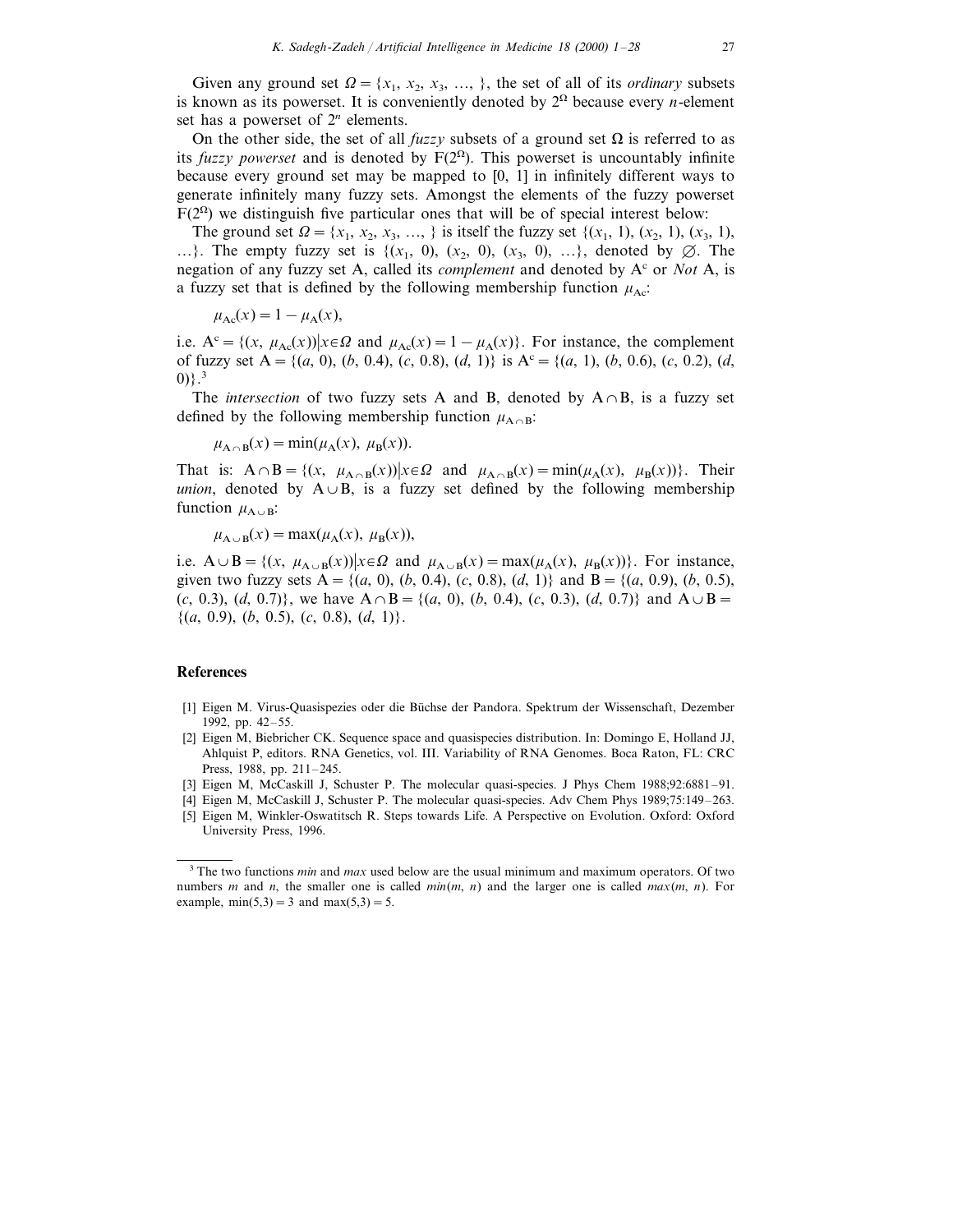Given any ground set $\Omega = \{x_1, x_2, x_3, \ldots, \}$, the set of all of its *ordinary* subsets is known as its powerset. It is conveniently denoted by $2^\Omega$ because every $n$-element set has a powerset of $2^n$ elements.

On the other side, the set of all *fuzzy* subsets of a ground set $\Omega$ is referred to as its *fuzzy powerset* and is denoted by $F(2^\Omega)$. This powerset is uncountably infinite because every ground set may be mapped to [0, 1] in infinitely different ways to generate infinitely many fuzzy sets. Amongst the elements of the fuzzy powerset $F(2^\Omega)$ we distinguish five particular ones that will be of special interest below:

The ground set $\Omega = \{x_1, x_2, x_3, \ldots, \}$ is itself the fuzzy set $\{(x_1, 1), (x_2, 1), (x_3, 1), \ldots\}$. The empty fuzzy set is $\{(x_1, 0), (x_2, 0), (x_3, 0), \ldots\}$, denoted by $\varnothing$. The negation of any fuzzy set A, called its *complement* and denoted by $A^c$ or *Not* A, is a fuzzy set that is defined by the following membership function $\mu_{Ac}$:

$$\mu_{Ac}(x) = 1 - \mu_A(x),$$

i.e. $A^c = \{(x, \mu_{Ac}(x)) | x \in \Omega \text{ and } \mu_{Ac}(x) = 1 - \mu_A(x)\}$. For instance, the complement of fuzzy set $A = \{(a, 0), (b, 0.4), (c, 0.8), (d, 1)\}$ is $A^c = \{(a, 1), (b, 0.6), (c, 0.2), (d, 0)\}$.[3]

The *intersection* of two fuzzy sets A and B, denoted by $A \cap B$, is a fuzzy set defined by the following membership function $\mu_{A \cap B}$:

$$\mu_{A \cap B}(x) = \min(\mu_A(x), \mu_B(x)).$$

That is: $A \cap B = \{(x, \mu_{A \cap B}(x)) | x \in \Omega \text{ and } \mu_{A \cap B}(x) = \min(\mu_A(x), \mu_B(x))\}$. Their *union*, denoted by $A \cup B$, is a fuzzy set defined by the following membership function $\mu_{A \cup B}$:

$$\mu_{A \cup B}(x) = \max(\mu_A(x), \mu_B(x)),$$

i.e. $A \cup B = \{(x, \mu_{A \cup B}(x)) | x \in \Omega \text{ and } \mu_{A \cup B}(x) = \max(\mu_A(x), \mu_B(x))\}$. For instance, given two fuzzy sets $A = \{(a, 0), (b, 0.4), (c, 0.8), (d, 1)\}$ and $B = \{(a, 0.9), (b, 0.5), (c, 0.3), (d, 0.7)\}$, we have $A \cap B = \{(a, 0), (b, 0.4), (c, 0.3), (d, 0.7)\}$ and $A \cup B = \{(a, 0.9), (b, 0.5), (c, 0.8), (d, 1)\}$.

## References

[1] Eigen M. Virus-Quasispezies oder die Büchse der Pandora. Spektrum der Wissenschaft, Dezember 1992, pp. 42–55.

[2] Eigen M, Biebricher CK. Sequence space and quasispecies distribution. In: Domingo E, Holland JJ, Ahlquist P, editors. RNA Genetics, vol. III. Variability of RNA Genomes. Boca Raton, FL: CRC Press, 1988, pp. 211–245.

[3] Eigen M, McCaskill J, Schuster P. The molecular quasi-species. J Phys Chem 1988;92:6881–91.

[4] Eigen M, McCaskill J, Schuster P. The molecular quasi-species. Adv Chem Phys 1989;75:149–263.

[5] Eigen M, Winkler-Oswatitsch R. Steps towards Life. A Perspective on Evolution. Oxford: Oxford University Press, 1996.

---

[3] The two functions *min* and *max* used below are the usual minimum and maximum operators. Of two numbers $m$ and $n$, the smaller one is called $min(m, n)$ and the larger one is called $max(m, n)$. For example, $\min(5,3) = 3$ and $\max(5,3) = 5$.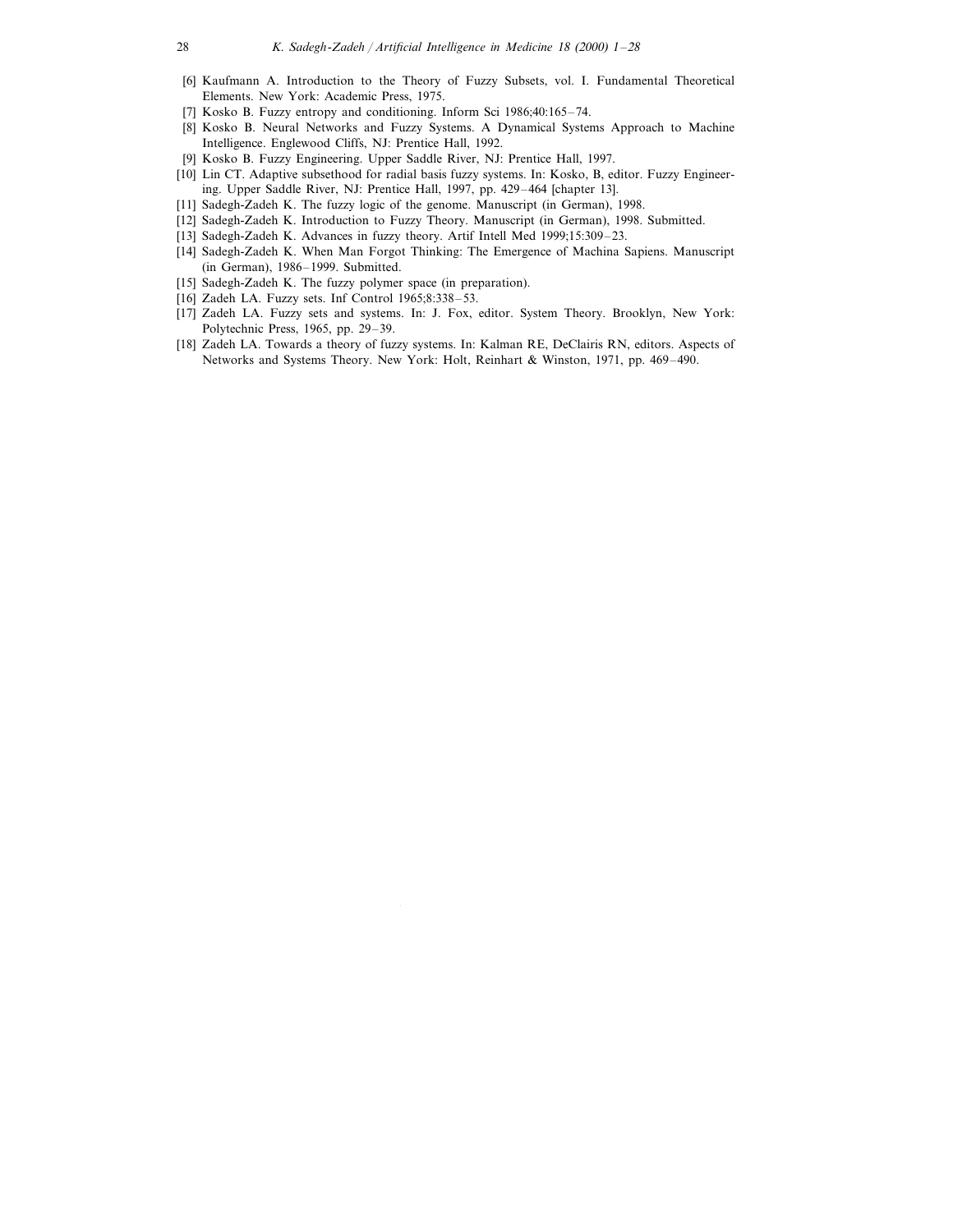[6] Kaufmann A. Introduction to the Theory of Fuzzy Subsets, vol. I. Fundamental Theoretical Elements. New York: Academic Press, 1975.

[7] Kosko B. Fuzzy entropy and conditioning. Inform Sci 1986;40:165–74.

[8] Kosko B. Neural Networks and Fuzzy Systems. A Dynamical Systems Approach to Machine Intelligence. Englewood Cliffs, NJ: Prentice Hall, 1992.

[9] Kosko B. Fuzzy Engineering. Upper Saddle River, NJ: Prentice Hall, 1997.

[10] Lin CT. Adaptive subsethood for radial basis fuzzy systems. In: Kosko, B, editor. Fuzzy Engineering. Upper Saddle River, NJ: Prentice Hall, 1997, pp. 429–464 [chapter 13].

[11] Sadegh-Zadeh K. The fuzzy logic of the genome. Manuscript (in German), 1998.

[12] Sadegh-Zadeh K. Introduction to Fuzzy Theory. Manuscript (in German), 1998. Submitted.

[13] Sadegh-Zadeh K. Advances in fuzzy theory. Artif Intell Med 1999;15:309–23.

[14] Sadegh-Zadeh K. When Man Forgot Thinking: The Emergence of Machina Sapiens. Manuscript (in German), 1986–1999. Submitted.

[15] Sadegh-Zadeh K. The fuzzy polymer space (in preparation).

[16] Zadeh LA. Fuzzy sets. Inf Control 1965;8:338–53.

[17] Zadeh LA. Fuzzy sets and systems. In: J. Fox, editor. System Theory. Brooklyn, New York: Polytechnic Press, 1965, pp. 29–39.

[18] Zadeh LA. Towards a theory of fuzzy systems. In: Kalman RE, DeClairis RN, editors. Aspects of Networks and Systems Theory. New York: Holt, Reinhart & Winston, 1971, pp. 469–490.